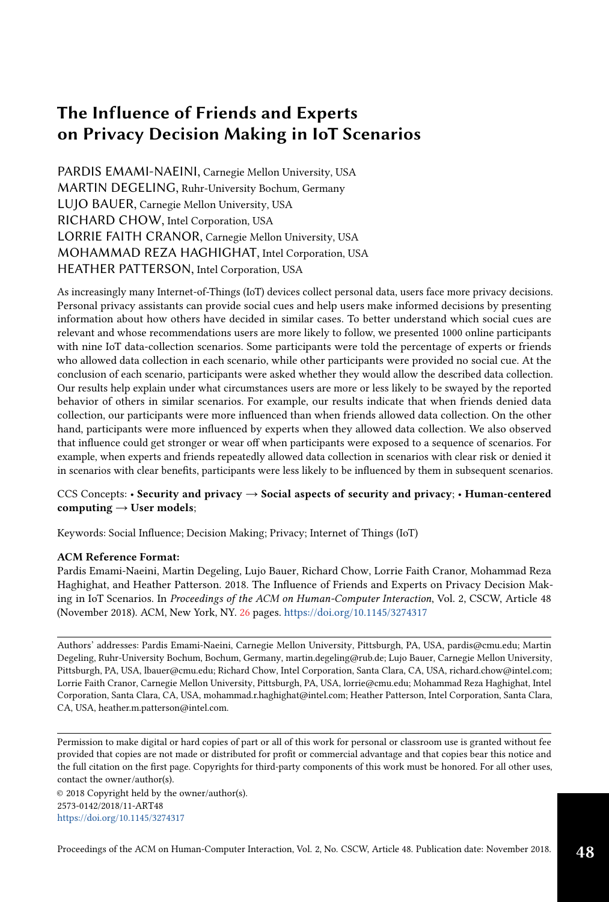# The Influence of Friends and Experts on Privacy Decision Making in IoT Scenarios

PARDIS EMAMI-NAEINI, Carnegie Mellon University, USA
MARTIN DEGELING, Ruhr-University Bochum, Germany
LUJO BAUER, Carnegie Mellon University, USA
RICHARD CHOW, Intel Corporation, USA
LORRIE FAITH CRANOR, Carnegie Mellon University, USA
MOHAMMAD REZA HAGHIGHAT, Intel Corporation, USA
HEATHER PATTERSON, Intel Corporation, USA

As increasingly many Internet-of-Things (IoT) devices collect personal data, users face more privacy decisions. Personal privacy assistants can provide social cues and help users make informed decisions by presenting information about how others have decided in similar cases. To better understand which social cues are relevant and whose recommendations users are more likely to follow, we presented 1000 online participants with nine IoT data-collection scenarios. Some participants were told the percentage of experts or friends who allowed data collection in each scenario, while other participants were provided no social cue. At the conclusion of each scenario, participants were asked whether they would allow the described data collection. Our results help explain under what circumstances users are more or less likely to be swayed by the reported behavior of others in similar scenarios. For example, our results indicate that when friends denied data collection, our participants were more influenced than when friends allowed data collection. On the other hand, participants were more influenced by experts when they allowed data collection. We also observed that influence could get stronger or wear off when participants were exposed to a sequence of scenarios. For example, when experts and friends repeatedly allowed data collection in scenarios with clear risk or denied it in scenarios with clear benefits, participants were less likely to be influenced by them in subsequent scenarios.

CCS Concepts: • **Security and privacy → Social aspects of security and privacy**; • **Human-centered computing → User models**;

Keywords: Social Influence; Decision Making; Privacy; Internet of Things (IoT)

**ACM Reference Format:**
Pardis Emami-Naeini, Martin Degeling, Lujo Bauer, Richard Chow, Lorrie Faith Cranor, Mohammad Reza Haghighat, and Heather Patterson. 2018. The Influence of Friends and Experts on Privacy Decision Making in IoT Scenarios. In *Proceedings of the ACM on Human-Computer Interaction*, Vol. 2, CSCW, Article 48 (November 2018). ACM, New York, NY. 26 pages. https://doi.org/10.1145/3274317

---

Authors' addresses: Pardis Emami-Naeini, Carnegie Mellon University, Pittsburgh, PA, USA, pardis@cmu.edu; Martin Degeling, Ruhr-University Bochum, Bochum, Germany, martin.degeling@rub.de; Lujo Bauer, Carnegie Mellon University, Pittsburgh, PA, USA, lbauer@cmu.edu; Richard Chow, Intel Corporation, Santa Clara, CA, USA, richard.chow@intel.com; Lorrie Faith Cranor, Carnegie Mellon University, Pittsburgh, PA, USA, lorrie@cmu.edu; Mohammad Reza Haghighat, Intel Corporation, Santa Clara, CA, USA, mohammad.r.haghighat@intel.com; Heather Patterson, Intel Corporation, Santa Clara, CA, USA, heather.m.patterson@intel.com.

---

Permission to make digital or hard copies of part or all of this work for personal or classroom use is granted without fee provided that copies are not made or distributed for profit or commercial advantage and that copies bear this notice and the full citation on the first page. Copyrights for third-party components of this work must be honored. For all other uses, contact the owner/author(s).

© 2018 Copyright held by the owner/author(s).
2573-0142/2018/11-ART48
https://doi.org/10.1145/3274317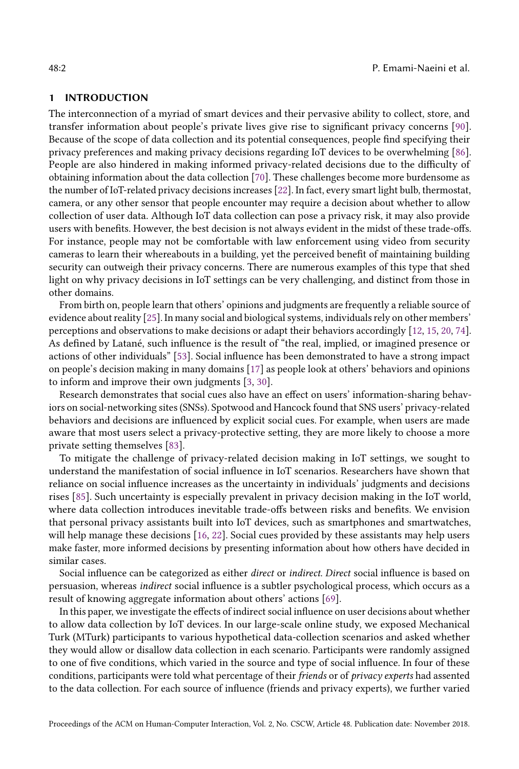## 1 INTRODUCTION

The interconnection of a myriad of smart devices and their pervasive ability to collect, store, and transfer information about people's private lives give rise to significant privacy concerns [90]. Because of the scope of data collection and its potential consequences, people find specifying their privacy preferences and making privacy decisions regarding IoT devices to be overwhelming [86]. People are also hindered in making informed privacy-related decisions due to the difficulty of obtaining information about the data collection [70]. These challenges become more burdensome as the number of IoT-related privacy decisions increases [22]. In fact, every smart light bulb, thermostat, camera, or any other sensor that people encounter may require a decision about whether to allow collection of user data. Although IoT data collection can pose a privacy risk, it may also provide users with benefits. However, the best decision is not always evident in the midst of these trade-offs. For instance, people may not be comfortable with law enforcement using video from security cameras to learn their whereabouts in a building, yet the perceived benefit of maintaining building security can outweigh their privacy concerns. There are numerous examples of this type that shed light on why privacy decisions in IoT settings can be very challenging, and distinct from those in other domains.

From birth on, people learn that others' opinions and judgments are frequently a reliable source of evidence about reality [25]. In many social and biological systems, individuals rely on other members' perceptions and observations to make decisions or adapt their behaviors accordingly [12, 15, 20, 74]. As defined by Latané, such influence is the result of "the real, implied, or imagined presence or actions of other individuals" [53]. Social influence has been demonstrated to have a strong impact on people's decision making in many domains [17] as people look at others' behaviors and opinions to inform and improve their own judgments [3, 30].

Research demonstrates that social cues also have an effect on users' information-sharing behaviors on social-networking sites (SNSs). Spotwood and Hancock found that SNS users' privacy-related behaviors and decisions are influenced by explicit social cues. For example, when users are made aware that most users select a privacy-protective setting, they are more likely to choose a more private setting themselves [83].

To mitigate the challenge of privacy-related decision making in IoT settings, we sought to understand the manifestation of social influence in IoT scenarios. Researchers have shown that reliance on social influence increases as the uncertainty in individuals' judgments and decisions rises [85]. Such uncertainty is especially prevalent in privacy decision making in the IoT world, where data collection introduces inevitable trade-offs between risks and benefits. We envision that personal privacy assistants built into IoT devices, such as smartphones and smartwatches, will help manage these decisions [16, 22]. Social cues provided by these assistants may help users make faster, more informed decisions by presenting information about how others have decided in similar cases.

Social influence can be categorized as either *direct* or *indirect*. *Direct* social influence is based on persuasion, whereas *indirect* social influence is a subtler psychological process, which occurs as a result of knowing aggregate information about others' actions [69].

In this paper, we investigate the effects of indirect social influence on user decisions about whether to allow data collection by IoT devices. In our large-scale online study, we exposed Mechanical Turk (MTurk) participants to various hypothetical data-collection scenarios and asked whether they would allow or disallow data collection in each scenario. Participants were randomly assigned to one of five conditions, which varied in the source and type of social influence. In four of these conditions, participants were told what percentage of their *friends* or of *privacy experts* had assented to the data collection. For each source of influence (friends and privacy experts), we further varied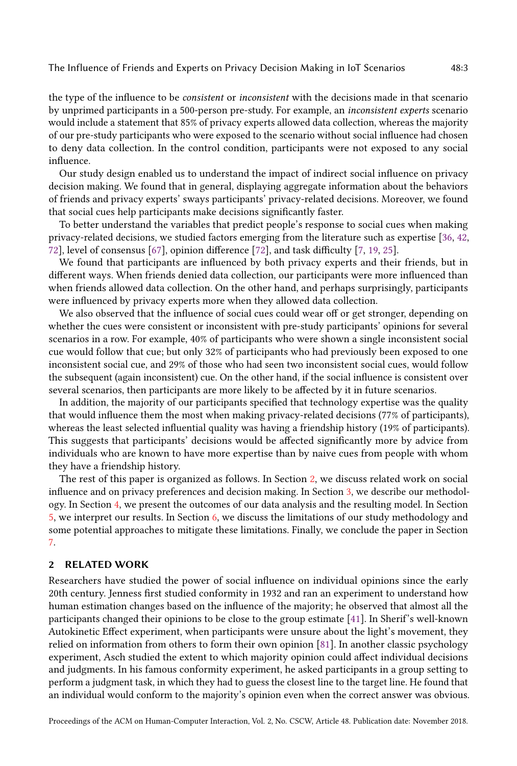the type of the influence to be *consistent* or *inconsistent* with the decisions made in that scenario by unprimed participants in a 500-person pre-study. For example, an *inconsistent experts* scenario would include a statement that 85% of privacy experts allowed data collection, whereas the majority of our pre-study participants who were exposed to the scenario without social influence had chosen to deny data collection. In the control condition, participants were not exposed to any social influence.

Our study design enabled us to understand the impact of indirect social influence on privacy decision making. We found that in general, displaying aggregate information about the behaviors of friends and privacy experts' sways participants' privacy-related decisions. Moreover, we found that social cues help participants make decisions significantly faster.

To better understand the variables that predict people's response to social cues when making privacy-related decisions, we studied factors emerging from the literature such as expertise [36, 42, 72], level of consensus [67], opinion difference [72], and task difficulty [7, 19, 25].

We found that participants are influenced by both privacy experts and their friends, but in different ways. When friends denied data collection, our participants were more influenced than when friends allowed data collection. On the other hand, and perhaps surprisingly, participants were influenced by privacy experts more when they allowed data collection.

We also observed that the influence of social cues could wear off or get stronger, depending on whether the cues were consistent or inconsistent with pre-study participants' opinions for several scenarios in a row. For example, 40% of participants who were shown a single inconsistent social cue would follow that cue; but only 32% of participants who had previously been exposed to one inconsistent social cue, and 29% of those who had seen two inconsistent social cues, would follow the subsequent (again inconsistent) cue. On the other hand, if the social influence is consistent over several scenarios, then participants are more likely to be affected by it in future scenarios.

In addition, the majority of our participants specified that technology expertise was the quality that would influence them the most when making privacy-related decisions (77% of participants), whereas the least selected influential quality was having a friendship history (19% of participants). This suggests that participants' decisions would be affected significantly more by advice from individuals who are known to have more expertise than by naive cues from people with whom they have a friendship history.

The rest of this paper is organized as follows. In Section 2, we discuss related work on social influence and on privacy preferences and decision making. In Section 3, we describe our methodology. In Section 4, we present the outcomes of our data analysis and the resulting model. In Section 5, we interpret our results. In Section 6, we discuss the limitations of our study methodology and some potential approaches to mitigate these limitations. Finally, we conclude the paper in Section 7.

## 2 RELATED WORK

Researchers have studied the power of social influence on individual opinions since the early 20th century. Jenness first studied conformity in 1932 and ran an experiment to understand how human estimation changes based on the influence of the majority; he observed that almost all the participants changed their opinions to be close to the group estimate [41]. In Sherif's well-known Autokinetic Effect experiment, when participants were unsure about the light's movement, they relied on information from others to form their own opinion [81]. In another classic psychology experiment, Asch studied the extent to which majority opinion could affect individual decisions and judgments. In his famous conformity experiment, he asked participants in a group setting to perform a judgment task, in which they had to guess the closest line to the target line. He found that an individual would conform to the majority's opinion even when the correct answer was obvious.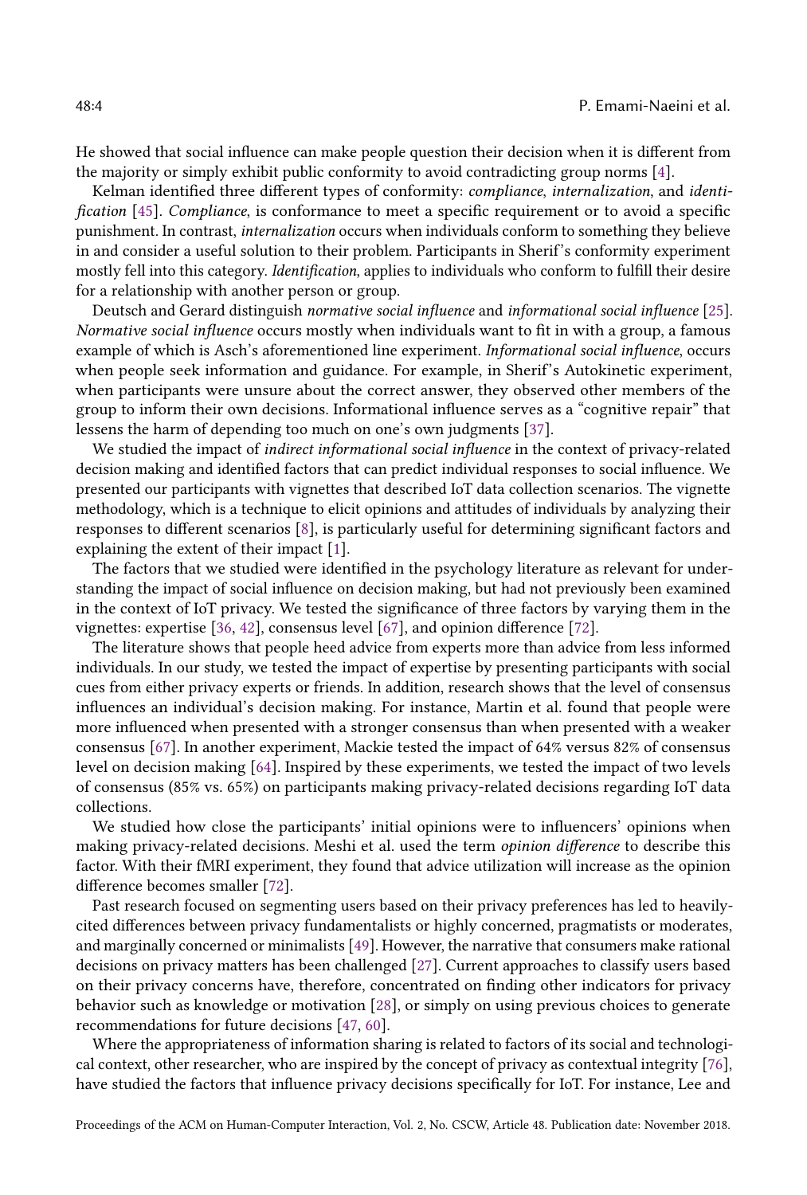He showed that social influence can make people question their decision when it is different from the majority or simply exhibit public conformity to avoid contradicting group norms [4].

Kelman identified three different types of conformity: *compliance*, *internalization*, and *identification* [45]. *Compliance*, is conformance to meet a specific requirement or to avoid a specific punishment. In contrast, *internalization* occurs when individuals conform to something they believe in and consider a useful solution to their problem. Participants in Sherif's conformity experiment mostly fell into this category. *Identification*, applies to individuals who conform to fulfill their desire for a relationship with another person or group.

Deutsch and Gerard distinguish *normative social influence* and *informational social influence* [25]. *Normative social influence* occurs mostly when individuals want to fit in with a group, a famous example of which is Asch's aforementioned line experiment. *Informational social influence*, occurs when people seek information and guidance. For example, in Sherif's Autokinetic experiment, when participants were unsure about the correct answer, they observed other members of the group to inform their own decisions. Informational influence serves as a "cognitive repair" that lessens the harm of depending too much on one's own judgments [37].

We studied the impact of *indirect informational social influence* in the context of privacy-related decision making and identified factors that can predict individual responses to social influence. We presented our participants with vignettes that described IoT data collection scenarios. The vignette methodology, which is a technique to elicit opinions and attitudes of individuals by analyzing their responses to different scenarios [8], is particularly useful for determining significant factors and explaining the extent of their impact [1].

The factors that we studied were identified in the psychology literature as relevant for understanding the impact of social influence on decision making, but had not previously been examined in the context of IoT privacy. We tested the significance of three factors by varying them in the vignettes: expertise [36, 42], consensus level [67], and opinion difference [72].

The literature shows that people heed advice from experts more than advice from less informed individuals. In our study, we tested the impact of expertise by presenting participants with social cues from either privacy experts or friends. In addition, research shows that the level of consensus influences an individual's decision making. For instance, Martin et al. found that people were more influenced when presented with a stronger consensus than when presented with a weaker consensus [67]. In another experiment, Mackie tested the impact of 64% versus 82% of consensus level on decision making [64]. Inspired by these experiments, we tested the impact of two levels of consensus (85% vs. 65%) on participants making privacy-related decisions regarding IoT data collections.

We studied how close the participants' initial opinions were to influencers' opinions when making privacy-related decisions. Meshi et al. used the term *opinion difference* to describe this factor. With their fMRI experiment, they found that advice utilization will increase as the opinion difference becomes smaller [72].

Past research focused on segmenting users based on their privacy preferences has led to heavily-cited differences between privacy fundamentalists or highly concerned, pragmatists or moderates, and marginally concerned or minimalists [49]. However, the narrative that consumers make rational decisions on privacy matters has been challenged [27]. Current approaches to classify users based on their privacy concerns have, therefore, concentrated on finding other indicators for privacy behavior such as knowledge or motivation [28], or simply on using previous choices to generate recommendations for future decisions [47, 60].

Where the appropriateness of information sharing is related to factors of its social and technological context, other researcher, who are inspired by the concept of privacy as contextual integrity [76], have studied the factors that influence privacy decisions specifically for IoT. For instance, Lee and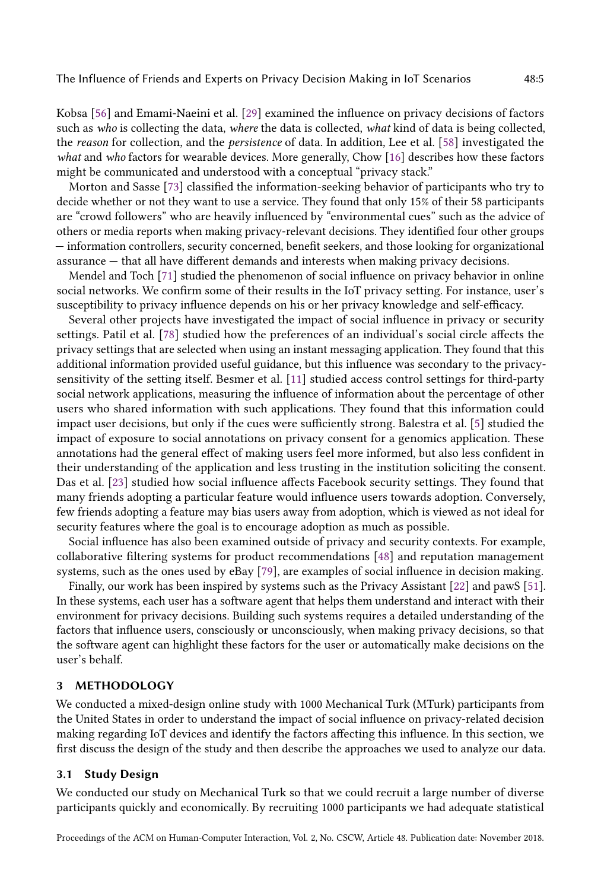Kobsa [56] and Emami-Naeini et al. [29] examined the influence on privacy decisions of factors such as *who* is collecting the data, *where* the data is collected, *what* kind of data is being collected, the *reason* for collection, and the *persistence* of data. In addition, Lee et al. [58] investigated the *what* and *who* factors for wearable devices. More generally, Chow [16] describes how these factors might be communicated and understood with a conceptual "privacy stack."

Morton and Sasse [73] classified the information-seeking behavior of participants who try to decide whether or not they want to use a service. They found that only 15% of their 58 participants are "crowd followers" who are heavily influenced by "environmental cues" such as the advice of others or media reports when making privacy-relevant decisions. They identified four other groups — information controllers, security concerned, benefit seekers, and those looking for organizational assurance — that all have different demands and interests when making privacy decisions.

Mendel and Toch [71] studied the phenomenon of social influence on privacy behavior in online social networks. We confirm some of their results in the IoT privacy setting. For instance, user's susceptibility to privacy influence depends on his or her privacy knowledge and self-efficacy.

Several other projects have investigated the impact of social influence in privacy or security settings. Patil et al. [78] studied how the preferences of an individual's social circle affects the privacy settings that are selected when using an instant messaging application. They found that this additional information provided useful guidance, but this influence was secondary to the privacy-sensitivity of the setting itself. Besmer et al. [11] studied access control settings for third-party social network applications, measuring the influence of information about the percentage of other users who shared information with such applications. They found that this information could impact user decisions, but only if the cues were sufficiently strong. Balestra et al. [5] studied the impact of exposure to social annotations on privacy consent for a genomics application. These annotations had the general effect of making users feel more informed, but also less confident in their understanding of the application and less trusting in the institution soliciting the consent. Das et al. [23] studied how social influence affects Facebook security settings. They found that many friends adopting a particular feature would influence users towards adoption. Conversely, few friends adopting a feature may bias users away from adoption, which is viewed as not ideal for security features where the goal is to encourage adoption as much as possible.

Social influence has also been examined outside of privacy and security contexts. For example, collaborative filtering systems for product recommendations [48] and reputation management systems, such as the ones used by eBay [79], are examples of social influence in decision making.

Finally, our work has been inspired by systems such as the Privacy Assistant [22] and pawS [51]. In these systems, each user has a software agent that helps them understand and interact with their environment for privacy decisions. Building such systems requires a detailed understanding of the factors that influence users, consciously or unconsciously, when making privacy decisions, so that the software agent can highlight these factors for the user or automatically make decisions on the user's behalf.

## 3 METHODOLOGY

We conducted a mixed-design online study with 1000 Mechanical Turk (MTurk) participants from the United States in order to understand the impact of social influence on privacy-related decision making regarding IoT devices and identify the factors affecting this influence. In this section, we first discuss the design of the study and then describe the approaches we used to analyze our data.

### 3.1 Study Design

We conducted our study on Mechanical Turk so that we could recruit a large number of diverse participants quickly and economically. By recruiting 1000 participants we had adequate statistical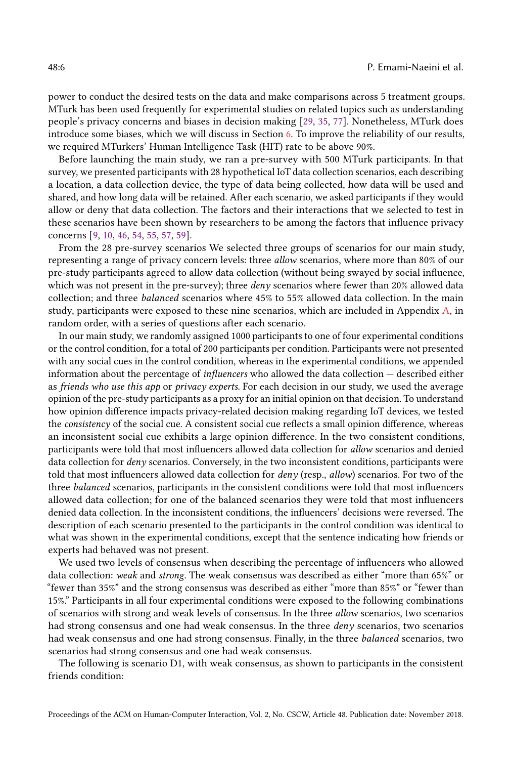power to conduct the desired tests on the data and make comparisons across 5 treatment groups. MTurk has been used frequently for experimental studies on related topics such as understanding people's privacy concerns and biases in decision making [29, 35, 77]. Nonetheless, MTurk does introduce some biases, which we will discuss in Section 6. To improve the reliability of our results, we required MTurkers' Human Intelligence Task (HIT) rate to be above 90%.

Before launching the main study, we ran a pre-survey with 500 MTurk participants. In that survey, we presented participants with 28 hypothetical IoT data collection scenarios, each describing a location, a data collection device, the type of data being collected, how data will be used and shared, and how long data will be retained. After each scenario, we asked participants if they would allow or deny that data collection. The factors and their interactions that we selected to test in these scenarios have been shown by researchers to be among the factors that influence privacy concerns [9, 10, 46, 54, 55, 57, 59].

From the 28 pre-survey scenarios We selected three groups of scenarios for our main study, representing a range of privacy concern levels: three *allow* scenarios, where more than 80% of our pre-study participants agreed to allow data collection (without being swayed by social influence, which was not present in the pre-survey); three *deny* scenarios where fewer than 20% allowed data collection; and three *balanced* scenarios where 45% to 55% allowed data collection. In the main study, participants were exposed to these nine scenarios, which are included in Appendix A, in random order, with a series of questions after each scenario.

In our main study, we randomly assigned 1000 participants to one of four experimental conditions or the control condition, for a total of 200 participants per condition. Participants were not presented with any social cues in the control condition, whereas in the experimental conditions, we appended information about the percentage of *influencers* who allowed the data collection — described either as *friends who use this app* or *privacy experts*. For each decision in our study, we used the average opinion of the pre-study participants as a proxy for an initial opinion on that decision. To understand how opinion difference impacts privacy-related decision making regarding IoT devices, we tested the *consistency* of the social cue. A consistent social cue reflects a small opinion difference, whereas an inconsistent social cue exhibits a large opinion difference. In the two consistent conditions, participants were told that most influencers allowed data collection for *allow* scenarios and denied data collection for *deny* scenarios. Conversely, in the two inconsistent conditions, participants were told that most influencers allowed data collection for *deny* (resp., *allow*) scenarios. For two of the three *balanced* scenarios, participants in the consistent conditions were told that most influencers allowed data collection; for one of the balanced scenarios they were told that most influencers denied data collection. In the inconsistent conditions, the influencers' decisions were reversed. The description of each scenario presented to the participants in the control condition was identical to what was shown in the experimental conditions, except that the sentence indicating how friends or experts had behaved was not present.

We used two levels of consensus when describing the percentage of influencers who allowed data collection: *weak* and *strong*. The weak consensus was described as either "more than 65%" or "fewer than 35%" and the strong consensus was described as either "more than 85%" or "fewer than 15%." Participants in all four experimental conditions were exposed to the following combinations of scenarios with strong and weak levels of consensus. In the three *allow* scenarios, two scenarios had strong consensus and one had weak consensus. In the three *deny* scenarios, two scenarios had weak consensus and one had strong consensus. Finally, in the three *balanced* scenarios, two scenarios had strong consensus and one had weak consensus.

The following is scenario D1, with weak consensus, as shown to participants in the consistent friends condition: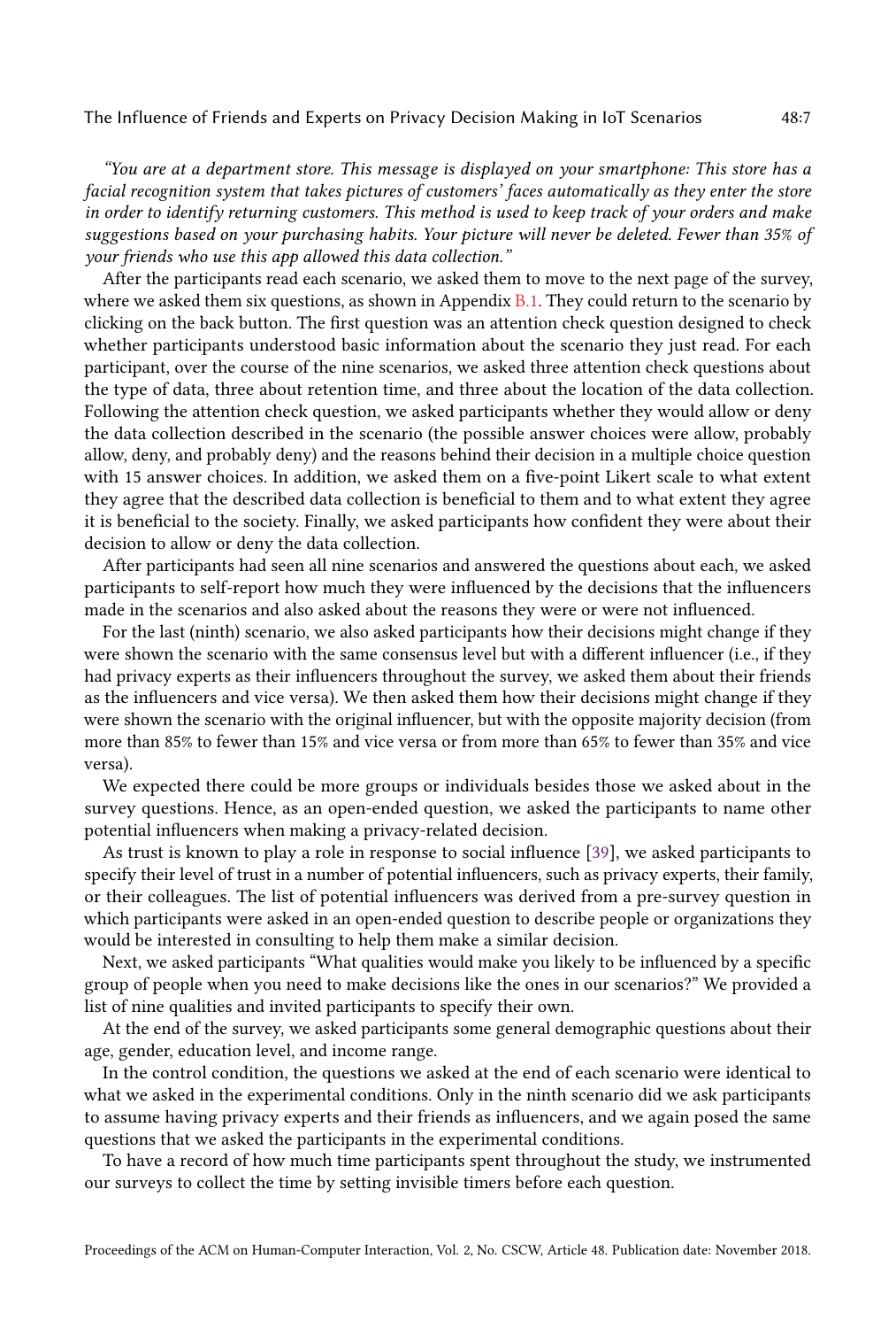*"You are at a department store. This message is displayed on your smartphone: This store has a facial recognition system that takes pictures of customers' faces automatically as they enter the store in order to identify returning customers. This method is used to keep track of your orders and make suggestions based on your purchasing habits. Your picture will never be deleted. Fewer than 35% of your friends who use this app allowed this data collection."*

After the participants read each scenario, we asked them to move to the next page of the survey, where we asked them six questions, as shown in Appendix B.1. They could return to the scenario by clicking on the back button. The first question was an attention check question designed to check whether participants understood basic information about the scenario they just read. For each participant, over the course of the nine scenarios, we asked three attention check questions about the type of data, three about retention time, and three about the location of the data collection. Following the attention check question, we asked participants whether they would allow or deny the data collection described in the scenario (the possible answer choices were allow, probably allow, deny, and probably deny) and the reasons behind their decision in a multiple choice question with 15 answer choices. In addition, we asked them on a five-point Likert scale to what extent they agree that the described data collection is beneficial to them and to what extent they agree it is beneficial to the society. Finally, we asked participants how confident they were about their decision to allow or deny the data collection.

After participants had seen all nine scenarios and answered the questions about each, we asked participants to self-report how much they were influenced by the decisions that the influencers made in the scenarios and also asked about the reasons they were or were not influenced.

For the last (ninth) scenario, we also asked participants how their decisions might change if they were shown the scenario with the same consensus level but with a different influencer (i.e., if they had privacy experts as their influencers throughout the survey, we asked them about their friends as the influencers and vice versa). We then asked them how their decisions might change if they were shown the scenario with the original influencer, but with the opposite majority decision (from more than 85% to fewer than 15% and vice versa or from more than 65% to fewer than 35% and vice versa).

We expected there could be more groups or individuals besides those we asked about in the survey questions. Hence, as an open-ended question, we asked the participants to name other potential influencers when making a privacy-related decision.

As trust is known to play a role in response to social influence [39], we asked participants to specify their level of trust in a number of potential influencers, such as privacy experts, their family, or their colleagues. The list of potential influencers was derived from a pre-survey question in which participants were asked in an open-ended question to describe people or organizations they would be interested in consulting to help them make a similar decision.

Next, we asked participants "What qualities would make you likely to be influenced by a specific group of people when you need to make decisions like the ones in our scenarios?" We provided a list of nine qualities and invited participants to specify their own.

At the end of the survey, we asked participants some general demographic questions about their age, gender, education level, and income range.

In the control condition, the questions we asked at the end of each scenario were identical to what we asked in the experimental conditions. Only in the ninth scenario did we ask participants to assume having privacy experts and their friends as influencers, and we again posed the same questions that we asked the participants in the experimental conditions.

To have a record of how much time participants spent throughout the study, we instrumented our surveys to collect the time by setting invisible timers before each question.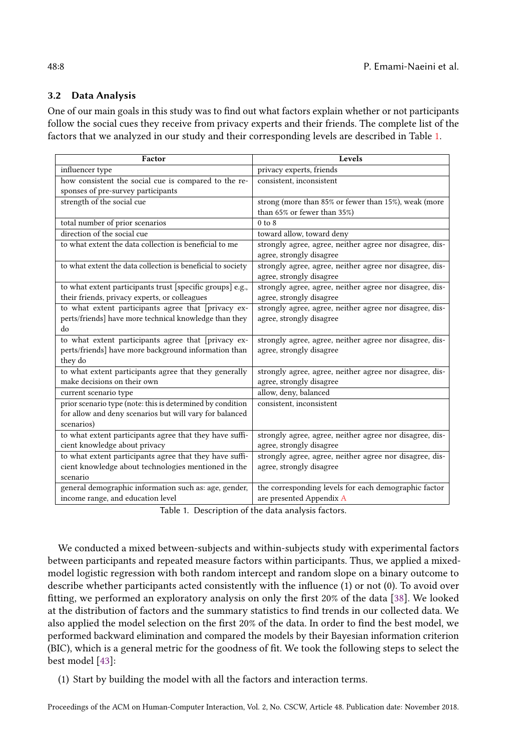### 3.2 Data Analysis

One of our main goals in this study was to find out what factors explain whether or not participants follow the social cues they receive from privacy experts and their friends. The complete list of the factors that we analyzed in our study and their corresponding levels are described in Table 1.

| Factor | Levels |
|---|---|
| influencer type | privacy experts, friends |
| how consistent the social cue is compared to the responses of pre-survey participants | consistent, inconsistent |
| strength of the social cue | strong (more than 85% or fewer than 15%), weak (more than 65% or fewer than 35%) |
| total number of prior scenarios | 0 to 8 |
| direction of the social cue | toward allow, toward deny |
| to what extent the data collection is beneficial to me | strongly agree, agree, neither agree nor disagree, disagree, strongly disagree |
| to what extent the data collection is beneficial to society | strongly agree, agree, neither agree nor disagree, disagree, strongly disagree |
| to what extent participants trust [specific groups] e.g., their friends, privacy experts, or colleagues | strongly agree, agree, neither agree nor disagree, disagree, strongly disagree |
| to what extent participants agree that [privacy experts/friends] have more technical knowledge than they do | strongly agree, agree, neither agree nor disagree, disagree, strongly disagree |
| to what extent participants agree that [privacy experts/friends] have more background information than they do | strongly agree, agree, neither agree nor disagree, disagree, strongly disagree |
| to what extent participants agree that they generally make decisions on their own | strongly agree, agree, neither agree nor disagree, disagree, strongly disagree |
| current scenario type | allow, deny, balanced |
| prior scenario type (note: this is determined by condition for allow and deny scenarios but will vary for balanced scenarios) | consistent, inconsistent |
| to what extent participants agree that they have sufficient knowledge about privacy | strongly agree, agree, neither agree nor disagree, disagree, strongly disagree |
| to what extent participants agree that they have sufficient knowledge about technologies mentioned in the scenario | strongly agree, agree, neither agree nor disagree, disagree, strongly disagree |
| general demographic information such as: age, gender, income range, and education level | the corresponding levels for each demographic factor are presented Appendix A |

Table 1. Description of the data analysis factors.

We conducted a mixed between-subjects and within-subjects study with experimental factors between participants and repeated measure factors within participants. Thus, we applied a mixed-model logistic regression with both random intercept and random slope on a binary outcome to describe whether participants acted consistently with the influence (1) or not (0). To avoid over fitting, we performed an exploratory analysis on only the first 20% of the data [38]. We looked at the distribution of factors and the summary statistics to find trends in our collected data. We also applied the model selection on the first 20% of the data. In order to find the best model, we performed backward elimination and compared the models by their Bayesian information criterion (BIC), which is a general metric for the goodness of fit. We took the following steps to select the best model [43]:

(1) Start by building the model with all the factors and interaction terms.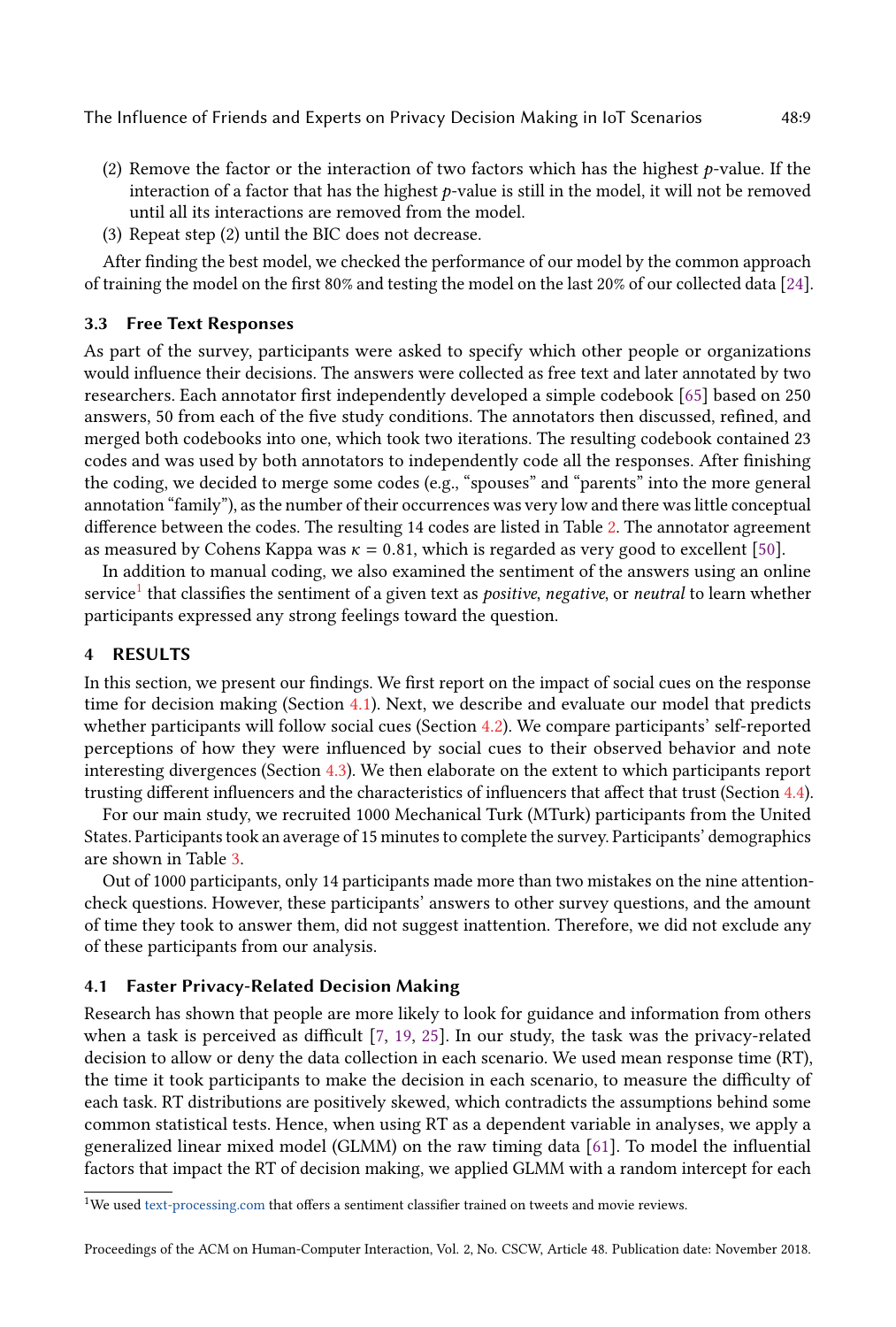(2) Remove the factor or the interaction of two factors which has the highest $p$-value. If the interaction of a factor that has the highest $p$-value is still in the model, it will not be removed until all its interactions are removed from the model.
(3) Repeat step (2) until the BIC does not decrease.

After finding the best model, we checked the performance of our model by the common approach of training the model on the first 80% and testing the model on the last 20% of our collected data [24].

### 3.3 Free Text Responses

As part of the survey, participants were asked to specify which other people or organizations would influence their decisions. The answers were collected as free text and later annotated by two researchers. Each annotator first independently developed a simple codebook [65] based on 250 answers, 50 from each of the five study conditions. The annotators then discussed, refined, and merged both codebooks into one, which took two iterations. The resulting codebook contained 23 codes and was used by both annotators to independently code all the responses. After finishing the coding, we decided to merge some codes (e.g., "spouses" and "parents" into the more general annotation "family"), as the number of their occurrences was very low and there was little conceptual difference between the codes. The resulting 14 codes are listed in Table 2. The annotator agreement as measured by Cohens Kappa was $\kappa = 0.81$, which is regarded as very good to excellent [50].

In addition to manual coding, we also examined the sentiment of the answers using an online service[1] that classifies the sentiment of a given text as *positive*, *negative*, or *neutral* to learn whether participants expressed any strong feelings toward the question.

## 4 RESULTS

In this section, we present our findings. We first report on the impact of social cues on the response time for decision making (Section 4.1). Next, we describe and evaluate our model that predicts whether participants will follow social cues (Section 4.2). We compare participants' self-reported perceptions of how they were influenced by social cues to their observed behavior and note interesting divergences (Section 4.3). We then elaborate on the extent to which participants report trusting different influencers and the characteristics of influencers that affect that trust (Section 4.4).

For our main study, we recruited 1000 Mechanical Turk (MTurk) participants from the United States. Participants took an average of 15 minutes to complete the survey. Participants' demographics are shown in Table 3.

Out of 1000 participants, only 14 participants made more than two mistakes on the nine attention-check questions. However, these participants' answers to other survey questions, and the amount of time they took to answer them, did not suggest inattention. Therefore, we did not exclude any of these participants from our analysis.

### 4.1 Faster Privacy-Related Decision Making

Research has shown that people are more likely to look for guidance and information from others when a task is perceived as difficult [7, 19, 25]. In our study, the task was the privacy-related decision to allow or deny the data collection in each scenario. We used mean response time (RT), the time it took participants to make the decision in each scenario, to measure the difficulty of each task. RT distributions are positively skewed, which contradicts the assumptions behind some common statistical tests. Hence, when using RT as a dependent variable in analyses, we apply a generalized linear mixed model (GLMM) on the raw timing data [61]. To model the influential factors that impact the RT of decision making, we applied GLMM with a random intercept for each

[1] We used text-processing.com that offers a sentiment classifier trained on tweets and movie reviews.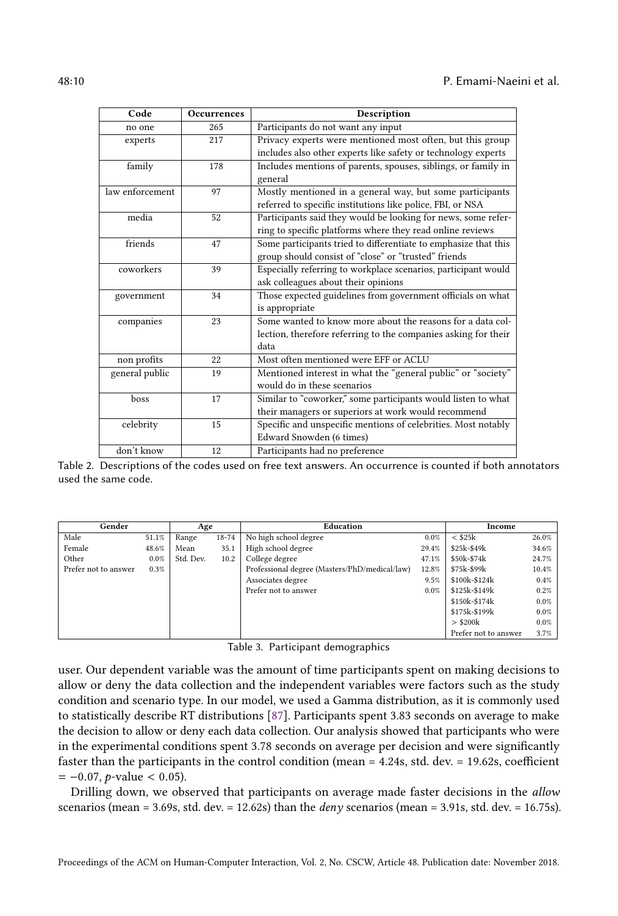| Code | Occurrences | Description |
|---|---|---|
| no one | 265 | Participants do not want any input |
| experts | 217 | Privacy experts were mentioned most often, but this group includes also other experts like safety or technology experts |
| family | 178 | Includes mentions of parents, spouses, siblings, or family in general |
| law enforcement | 97 | Mostly mentioned in a general way, but some participants referred to specific institutions like police, FBI, or NSA |
| media | 52 | Participants said they would be looking for news, some referring to specific platforms where they read online reviews |
| friends | 47 | Some participants tried to differentiate to emphasize that this group should consist of "close" or "trusted" friends |
| coworkers | 39 | Especially referring to workplace scenarios, participant would ask colleagues about their opinions |
| government | 34 | Those expected guidelines from government officials on what is appropriate |
| companies | 23 | Some wanted to know more about the reasons for a data collection, therefore referring to the companies asking for their data |
| non profits | 22 | Most often mentioned were EFF or ACLU |
| general public | 19 | Mentioned interest in what the "general public" or "society" would do in these scenarios |
| boss | 17 | Similar to "coworker," some participants would listen to what their managers or superiors at work would recommend |
| celebrity | 15 | Specific and unspecific mentions of celebrities. Most notably Edward Snowden (6 times) |
| don't know | 12 | Participants had no preference |

Table 2. Descriptions of the codes used on free text answers. An occurrence is counted if both annotators used the same code.

| Gender | | Age | | Education | | Income | |
|---|---|---|---|---|---|---|---|
| Male | 51.1% | Range | 18-74 | No high school degree | 0.0% | < $25k | 26.0% |
| Female | 48.6% | Mean | 35.1 | High school degree | 29.4% | $25k-$49k | 34.6% |
| Other | 0.0% | Std. Dev. | 10.2 | College degree | 47.1% | $50k-$74k | 24.7% |
| Prefer not to answer | 0.3% | | | Professional degree (Masters/PhD/medical/law) | 12.8% | $75k-$99k | 10.4% |
| | | | | Associates degree | 9.5% | $100k-$124k | 0.4% |
| | | | | Prefer not to answer | 0.0% | $125k-$149k | 0.2% |
| | | | | | | $150k-$174k | 0.0% |
| | | | | | | $175k-$199k | 0.0% |
| | | | | | | > $200k | 0.0% |
| | | | | | | Prefer not to answer | 3.7% |

Table 3. Participant demographics

user. Our dependent variable was the amount of time participants spent on making decisions to allow or deny the data collection and the independent variables were factors such as the study condition and scenario type. In our model, we used a Gamma distribution, as it is commonly used to statistically describe RT distributions [87]. Participants spent 3.83 seconds on average to make the decision to allow or deny each data collection. Our analysis showed that participants who were in the experimental conditions spent 3.78 seconds on average per decision and were significantly faster than the participants in the control condition (mean = 4.24s, std. dev. = 19.62s, coefficient = $-0.07$, $p$-value $< 0.05$).

Drilling down, we observed that participants on average made faster decisions in the *allow* scenarios (mean = 3.69s, std. dev. = 12.62s) than the *deny* scenarios (mean = 3.91s, std. dev. = 16.75s).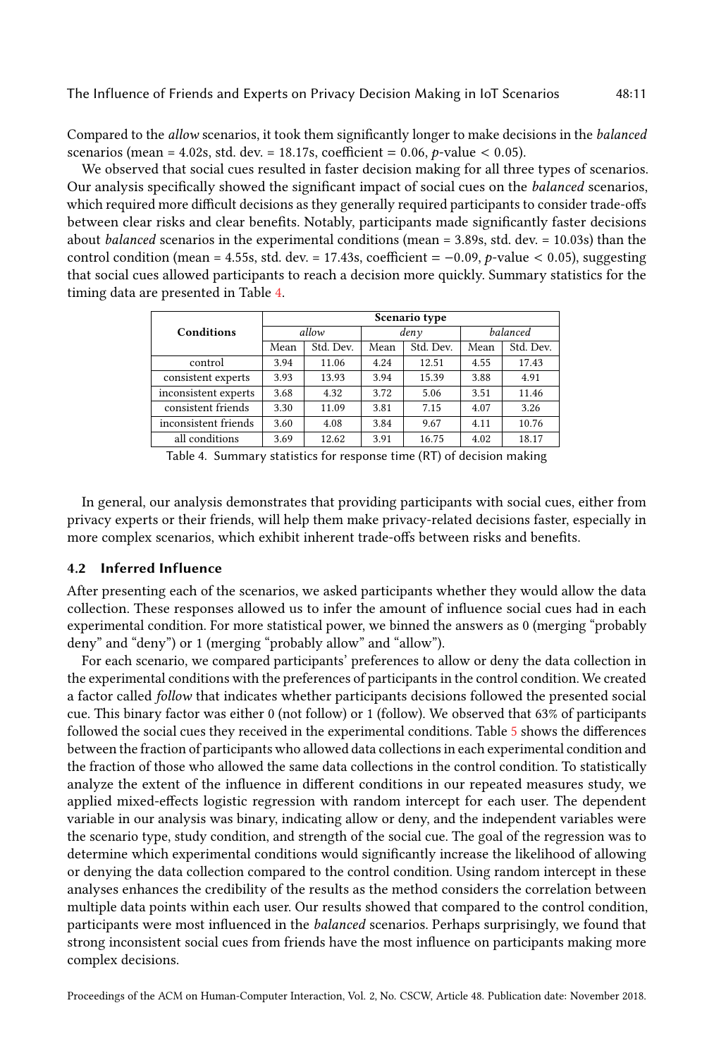Compared to the *allow* scenarios, it took them significantly longer to make decisions in the *balanced* scenarios (mean = 4.02s, std. dev. = 18.17s, coefficient = 0.06, $p$-value $< 0.05$).

We observed that social cues resulted in faster decision making for all three types of scenarios. Our analysis specifically showed the significant impact of social cues on the *balanced* scenarios, which required more difficult decisions as they generally required participants to consider trade-offs between clear risks and clear benefits. Notably, participants made significantly faster decisions about *balanced* scenarios in the experimental conditions (mean = 3.89s, std. dev. = 10.03s) than the control condition (mean = 4.55s, std. dev. = 17.43s, coefficient = $-0.09$, $p$-value $< 0.05$), suggesting that social cues allowed participants to reach a decision more quickly. Summary statistics for the timing data are presented in Table 4.

| Conditions | Scenario type | | | | | |
|---|---|---|---|---|---|---|
| | *allow* | | *deny* | | *balanced* | |
| | Mean | Std. Dev. | Mean | Std. Dev. | Mean | Std. Dev. |
| control | 3.94 | 11.06 | 4.24 | 12.51 | 4.55 | 17.43 |
| consistent experts | 3.93 | 13.93 | 3.94 | 15.39 | 3.88 | 4.91 |
| inconsistent experts | 3.68 | 4.32 | 3.72 | 5.06 | 3.51 | 11.46 |
| consistent friends | 3.30 | 11.09 | 3.81 | 7.15 | 4.07 | 3.26 |
| inconsistent friends | 3.60 | 4.08 | 3.84 | 9.67 | 4.11 | 10.76 |
| all conditions | 3.69 | 12.62 | 3.91 | 16.75 | 4.02 | 18.17 |

Table 4. Summary statistics for response time (RT) of decision making

In general, our analysis demonstrates that providing participants with social cues, either from privacy experts or their friends, will help them make privacy-related decisions faster, especially in more complex scenarios, which exhibit inherent trade-offs between risks and benefits.

### 4.2 Inferred Influence

After presenting each of the scenarios, we asked participants whether they would allow the data collection. These responses allowed us to infer the amount of influence social cues had in each experimental condition. For more statistical power, we binned the answers as 0 (merging "probably deny" and "deny") or 1 (merging "probably allow" and "allow").

For each scenario, we compared participants' preferences to allow or deny the data collection in the experimental conditions with the preferences of participants in the control condition. We created a factor called *follow* that indicates whether participants decisions followed the presented social cue. This binary factor was either 0 (not follow) or 1 (follow). We observed that 63% of participants followed the social cues they received in the experimental conditions. Table 5 shows the differences between the fraction of participants who allowed data collections in each experimental condition and the fraction of those who allowed the same data collections in the control condition. To statistically analyze the extent of the influence in different conditions in our repeated measures study, we applied mixed-effects logistic regression with random intercept for each user. The dependent variable in our analysis was binary, indicating allow or deny, and the independent variables were the scenario type, study condition, and strength of the social cue. The goal of the regression was to determine which experimental conditions would significantly increase the likelihood of allowing or denying the data collection compared to the control condition. Using random intercept in these analyses enhances the credibility of the results as the method considers the correlation between multiple data points within each user. Our results showed that compared to the control condition, participants were most influenced in the *balanced* scenarios. Perhaps surprisingly, we found that strong inconsistent social cues from friends have the most influence on participants making more complex decisions.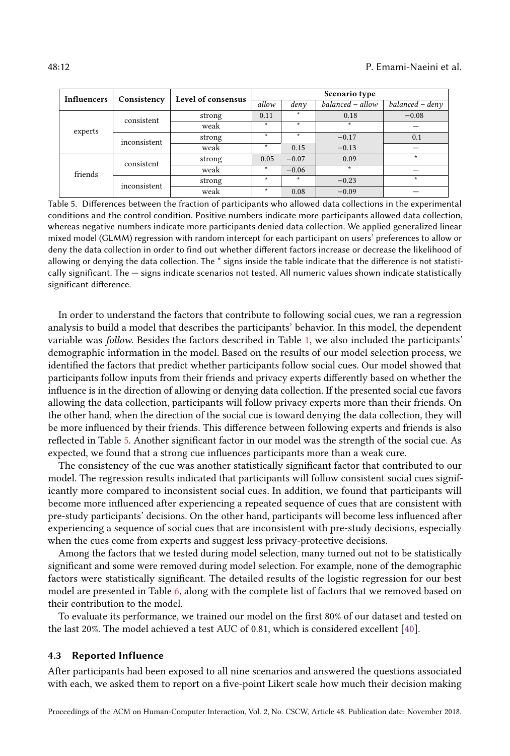| Influencers | Consistency | Level of consensus | Scenario type | | | |
|---|---|---|---|---|---|---|
| | | | *allow* | *deny* | *balanced – allow* | *balanced – deny* |
| experts | consistent | strong | 0.11 | * | 0.18 | −0.08 |
| | | weak | * | * | * | — |
| | inconsistent | strong | * | * | −0.17 | 0.1 |
| | | weak | * | 0.15 | −0.13 | — |
| friends | consistent | strong | 0.05 | −0.07 | 0.09 | * |
| | | weak | * | −0.06 | * | — |
| | inconsistent | strong | * | * | −0.23 | * |
| | | weak | * | 0.08 | −0.09 | — |

Table 5. Differences between the fraction of participants who allowed data collections in the experimental conditions and the control condition. Positive numbers indicate more participants allowed data collection, whereas negative numbers indicate more participants denied data collection. We applied generalized linear mixed model (GLMM) regression with random intercept for each participant on users' preferences to allow or deny the data collection in order to find out whether different factors increase or decrease the likelihood of allowing or denying the data collection. The * signs inside the table indicate that the difference is not statistically significant. The — signs indicate scenarios not tested. All numeric values shown indicate statistically significant difference.

In order to understand the factors that contribute to following social cues, we ran a regression analysis to build a model that describes the participants' behavior. In this model, the dependent variable was *follow*. Besides the factors described in Table 1, we also included the participants' demographic information in the model. Based on the results of our model selection process, we identified the factors that predict whether participants follow social cues. Our model showed that participants follow inputs from their friends and privacy experts differently based on whether the influence is in the direction of allowing or denying data collection. If the presented social cue favors allowing the data collection, participants will follow privacy experts more than their friends. On the other hand, when the direction of the social cue is toward denying the data collection, they will be more influenced by their friends. This difference between following experts and friends is also reflected in Table 5. Another significant factor in our model was the strength of the social cue. As expected, we found that a strong cue influences participants more than a weak cure.

The consistency of the cue was another statistically significant factor that contributed to our model. The regression results indicated that participants will follow consistent social cues significantly more compared to inconsistent social cues. In addition, we found that participants will become more influenced after experiencing a repeated sequence of cues that are consistent with pre-study participants' decisions. On the other hand, participants will become less influenced after experiencing a sequence of social cues that are inconsistent with pre-study decisions, especially when the cues come from experts and suggest less privacy-protective decisions.

Among the factors that we tested during model selection, many turned out not to be statistically significant and some were removed during model selection. For example, none of the demographic factors were statistically significant. The detailed results of the logistic regression for our best model are presented in Table 6, along with the complete list of factors that we removed based on their contribution to the model.

To evaluate its performance, we trained our model on the first 80% of our dataset and tested on the last 20%. The model achieved a test AUC of 0.81, which is considered excellent [40].

### 4.3 Reported Influence

After participants had been exposed to all nine scenarios and answered the questions associated with each, we asked them to report on a five-point Likert scale how much their decision making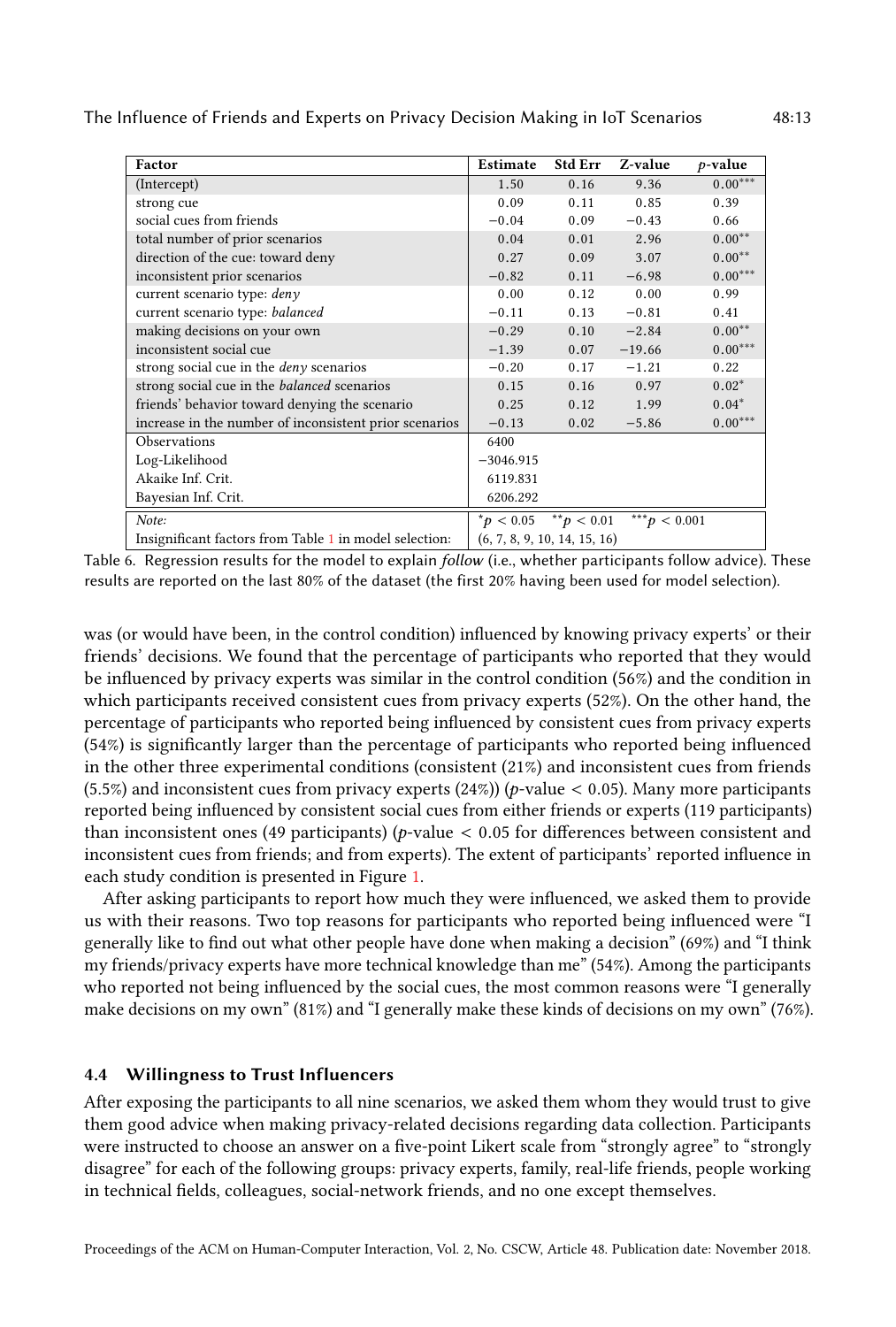| Factor | Estimate | Std Err | Z-value | $p$-value |
|---|---|---|---|---|
| (Intercept) | 1.50 | 0.16 | 9.36 | $0.00^{***}$ |
| strong cue | 0.09 | 0.11 | 0.85 | 0.39 |
| social cues from friends | −0.04 | 0.09 | −0.43 | 0.66 |
| total number of prior scenarios | 0.04 | 0.01 | 2.96 | $0.00^{**}$ |
| direction of the cue: toward deny | 0.27 | 0.09 | 3.07 | $0.00^{**}$ |
| inconsistent prior scenarios | −0.82 | 0.11 | −6.98 | $0.00^{***}$ |
| current scenario type: *deny* | 0.00 | 0.12 | 0.00 | 0.99 |
| current scenario type: *balanced* | −0.11 | 0.13 | −0.81 | 0.41 |
| making decisions on your own | −0.29 | 0.10 | −2.84 | $0.00^{**}$ |
| inconsistent social cue | −1.39 | 0.07 | −19.66 | $0.00^{***}$ |
| strong social cue in the *deny* scenarios | −0.20 | 0.17 | −1.21 | 0.22 |
| strong social cue in the *balanced* scenarios | 0.15 | 0.16 | 0.97 | $0.02^{*}$ |
| friends' behavior toward denying the scenario | 0.25 | 0.12 | 1.99 | $0.04^{*}$ |
| increase in the number of inconsistent prior scenarios | −0.13 | 0.02 | −5.86 | $0.00^{***}$ |
| Observations | 6400 | | | |
| Log-Likelihood | −3046.915 | | | |
| Akaike Inf. Crit. | 6119.831 | | | |
| Bayesian Inf. Crit. | 6206.292 | | | |
| *Note:* | $^{*}p < 0.05$ | $^{**}p < 0.01$ | $^{***}p < 0.001$ | |
| Insignificant factors from Table 1 in model selection: | (6, 7, 8, 9, 10, 14, 15, 16) | | | |

Table 6. Regression results for the model to explain *follow* (i.e., whether participants follow advice). These results are reported on the last 80% of the dataset (the first 20% having been used for model selection).

was (or would have been, in the control condition) influenced by knowing privacy experts' or their friends' decisions. We found that the percentage of participants who reported that they would be influenced by privacy experts was similar in the control condition (56%) and the condition in which participants received consistent cues from privacy experts (52%). On the other hand, the percentage of participants who reported being influenced by consistent cues from privacy experts (54%) is significantly larger than the percentage of participants who reported being influenced in the other three experimental conditions (consistent (21%) and inconsistent cues from friends (5.5%) and inconsistent cues from privacy experts (24%)) ($p$-value $< 0.05$). Many more participants reported being influenced by consistent social cues from either friends or experts (119 participants) than inconsistent ones (49 participants) ($p$-value $< 0.05$ for differences between consistent and inconsistent cues from friends; and from experts). The extent of participants' reported influence in each study condition is presented in Figure 1.

After asking participants to report how much they were influenced, we asked them to provide us with their reasons. Two top reasons for participants who reported being influenced were "I generally like to find out what other people have done when making a decision" (69%) and "I think my friends/privacy experts have more technical knowledge than me" (54%). Among the participants who reported not being influenced by the social cues, the most common reasons were "I generally make decisions on my own" (81%) and "I generally make these kinds of decisions on my own" (76%).

### 4.4 Willingness to Trust Influencers

After exposing the participants to all nine scenarios, we asked them whom they would trust to give them good advice when making privacy-related decisions regarding data collection. Participants were instructed to choose an answer on a five-point Likert scale from "strongly agree" to "strongly disagree" for each of the following groups: privacy experts, family, real-life friends, people working in technical fields, colleagues, social-network friends, and no one except themselves.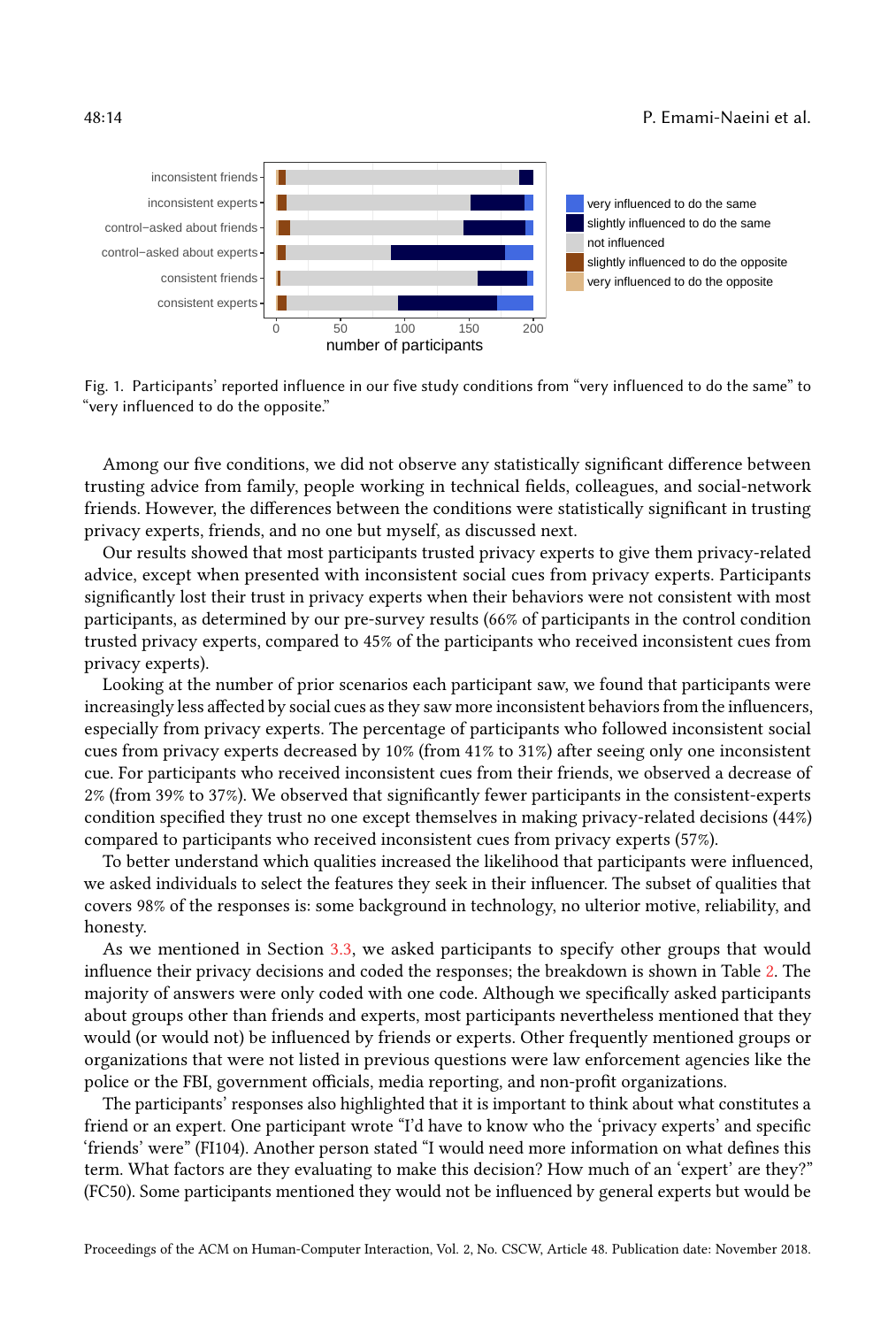Fig. 1. Participants' reported influence in our five study conditions from "very influenced to do the same" to "very influenced to do the opposite."

Among our five conditions, we did not observe any statistically significant difference between trusting advice from family, people working in technical fields, colleagues, and social-network friends. However, the differences between the conditions were statistically significant in trusting privacy experts, friends, and no one but myself, as discussed next.

Our results showed that most participants trusted privacy experts to give them privacy-related advice, except when presented with inconsistent social cues from privacy experts. Participants significantly lost their trust in privacy experts when their behaviors were not consistent with most participants, as determined by our pre-survey results (66% of participants in the control condition trusted privacy experts, compared to 45% of the participants who received inconsistent cues from privacy experts).

Looking at the number of prior scenarios each participant saw, we found that participants were increasingly less affected by social cues as they saw more inconsistent behaviors from the influencers, especially from privacy experts. The percentage of participants who followed inconsistent social cues from privacy experts decreased by 10% (from 41% to 31%) after seeing only one inconsistent cue. For participants who received inconsistent cues from their friends, we observed a decrease of 2% (from 39% to 37%). We observed that significantly fewer participants in the consistent-experts condition specified they trust no one except themselves in making privacy-related decisions (44%) compared to participants who received inconsistent cues from privacy experts (57%).

To better understand which qualities increased the likelihood that participants were influenced, we asked individuals to select the features they seek in their influencer. The subset of qualities that covers 98% of the responses is: some background in technology, no ulterior motive, reliability, and honesty.

As we mentioned in Section 3.3, we asked participants to specify other groups that would influence their privacy decisions and coded the responses; the breakdown is shown in Table 2. The majority of answers were only coded with one code. Although we specifically asked participants about groups other than friends and experts, most participants nevertheless mentioned that they would (or would not) be influenced by friends or experts. Other frequently mentioned groups or organizations that were not listed in previous questions were law enforcement agencies like the police or the FBI, government officials, media reporting, and non-profit organizations.

The participants' responses also highlighted that it is important to think about what constitutes a friend or an expert. One participant wrote "I'd have to know who the 'privacy experts' and specific 'friends' were" (FI104). Another person stated "I would need more information on what defines this term. What factors are they evaluating to make this decision? How much of an 'expert' are they?" (FC50). Some participants mentioned they would not be influenced by general experts but would be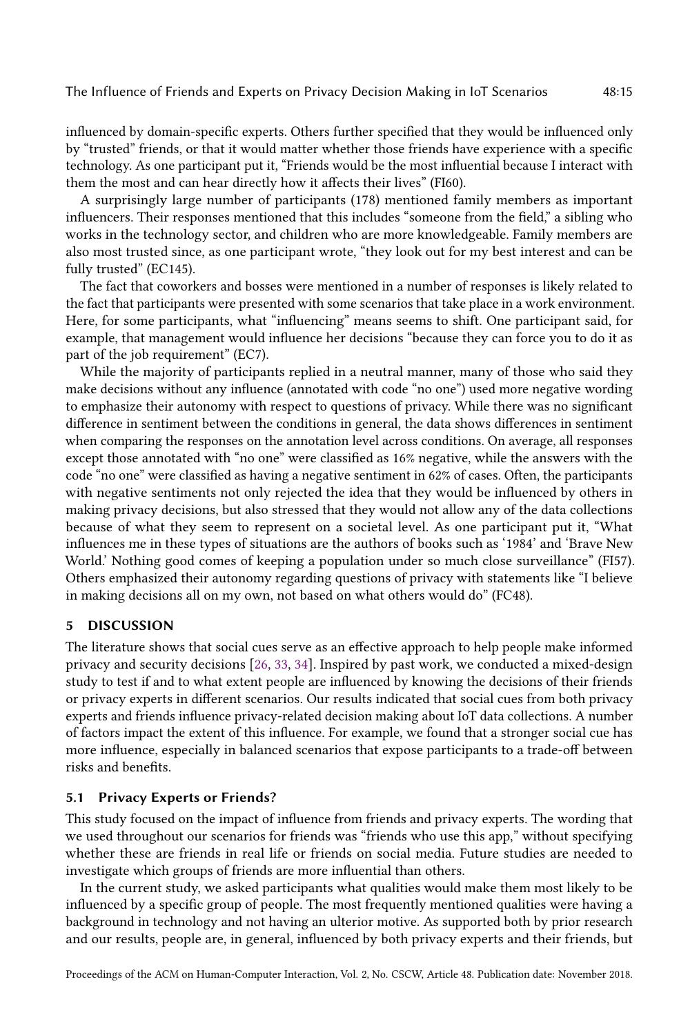influenced by domain-specific experts. Others further specified that they would be influenced only by "trusted" friends, or that it would matter whether those friends have experience with a specific technology. As one participant put it, "Friends would be the most influential because I interact with them the most and can hear directly how it affects their lives" (FI60).

A surprisingly large number of participants (178) mentioned family members as important influencers. Their responses mentioned that this includes "someone from the field," a sibling who works in the technology sector, and children who are more knowledgeable. Family members are also most trusted since, as one participant wrote, "they look out for my best interest and can be fully trusted" (EC145).

The fact that coworkers and bosses were mentioned in a number of responses is likely related to the fact that participants were presented with some scenarios that take place in a work environment. Here, for some participants, what "influencing" means seems to shift. One participant said, for example, that management would influence her decisions "because they can force you to do it as part of the job requirement" (EC7).

While the majority of participants replied in a neutral manner, many of those who said they make decisions without any influence (annotated with code "no one") used more negative wording to emphasize their autonomy with respect to questions of privacy. While there was no significant difference in sentiment between the conditions in general, the data shows differences in sentiment when comparing the responses on the annotation level across conditions. On average, all responses except those annotated with "no one" were classified as 16% negative, while the answers with the code "no one" were classified as having a negative sentiment in 62% of cases. Often, the participants with negative sentiments not only rejected the idea that they would be influenced by others in making privacy decisions, but also stressed that they would not allow any of the data collections because of what they seem to represent on a societal level. As one participant put it, "What influences me in these types of situations are the authors of books such as '1984' and 'Brave New World.' Nothing good comes of keeping a population under so much close surveillance" (FI57). Others emphasized their autonomy regarding questions of privacy with statements like "I believe in making decisions all on my own, not based on what others would do" (FC48).

## 5 DISCUSSION

The literature shows that social cues serve as an effective approach to help people make informed privacy and security decisions [26, 33, 34]. Inspired by past work, we conducted a mixed-design study to test if and to what extent people are influenced by knowing the decisions of their friends or privacy experts in different scenarios. Our results indicated that social cues from both privacy experts and friends influence privacy-related decision making about IoT data collections. A number of factors impact the extent of this influence. For example, we found that a stronger social cue has more influence, especially in balanced scenarios that expose participants to a trade-off between risks and benefits.

### 5.1 Privacy Experts or Friends?

This study focused on the impact of influence from friends and privacy experts. The wording that we used throughout our scenarios for friends was "friends who use this app," without specifying whether these are friends in real life or friends on social media. Future studies are needed to investigate which groups of friends are more influential than others.

In the current study, we asked participants what qualities would make them most likely to be influenced by a specific group of people. The most frequently mentioned qualities were having a background in technology and not having an ulterior motive. As supported both by prior research and our results, people are, in general, influenced by both privacy experts and their friends, but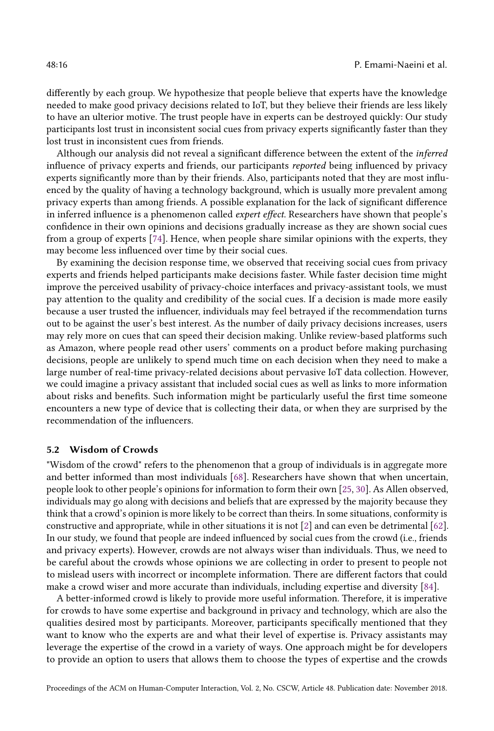differently by each group. We hypothesize that people believe that experts have the knowledge needed to make good privacy decisions related to IoT, but they believe their friends are less likely to have an ulterior motive. The trust people have in experts can be destroyed quickly: Our study participants lost trust in inconsistent social cues from privacy experts significantly faster than they lost trust in inconsistent cues from friends.

Although our analysis did not reveal a significant difference between the extent of the *inferred* influence of privacy experts and friends, our participants *reported* being influenced by privacy experts significantly more than by their friends. Also, participants noted that they are most influenced by the quality of having a technology background, which is usually more prevalent among privacy experts than among friends. A possible explanation for the lack of significant difference in inferred influence is a phenomenon called *expert effect*. Researchers have shown that people's confidence in their own opinions and decisions gradually increase as they are shown social cues from a group of experts [74]. Hence, when people share similar opinions with the experts, they may become less influenced over time by their social cues.

By examining the decision response time, we observed that receiving social cues from privacy experts and friends helped participants make decisions faster. While faster decision time might improve the perceived usability of privacy-choice interfaces and privacy-assistant tools, we must pay attention to the quality and credibility of the social cues. If a decision is made more easily because a user trusted the influencer, individuals may feel betrayed if the recommendation turns out to be against the user's best interest. As the number of daily privacy decisions increases, users may rely more on cues that can speed their decision making. Unlike review-based platforms such as Amazon, where people read other users' comments on a product before making purchasing decisions, people are unlikely to spend much time on each decision when they need to make a large number of real-time privacy-related decisions about pervasive IoT data collection. However, we could imagine a privacy assistant that included social cues as well as links to more information about risks and benefits. Such information might be particularly useful the first time someone encounters a new type of device that is collecting their data, or when they are surprised by the recommendation of the influencers.

### 5.2 Wisdom of Crowds

"Wisdom of the crowd" refers to the phenomenon that a group of individuals is in aggregate more and better informed than most individuals [68]. Researchers have shown that when uncertain, people look to other people's opinions for information to form their own [25, 30]. As Allen observed, individuals may go along with decisions and beliefs that are expressed by the majority because they think that a crowd's opinion is more likely to be correct than theirs. In some situations, conformity is constructive and appropriate, while in other situations it is not [2] and can even be detrimental [62]. In our study, we found that people are indeed influenced by social cues from the crowd (i.e., friends and privacy experts). However, crowds are not always wiser than individuals. Thus, we need to be careful about the crowds whose opinions we are collecting in order to present to people not to mislead users with incorrect or incomplete information. There are different factors that could make a crowd wiser and more accurate than individuals, including expertise and diversity [84].

A better-informed crowd is likely to provide more useful information. Therefore, it is imperative for crowds to have some expertise and background in privacy and technology, which are also the qualities desired most by participants. Moreover, participants specifically mentioned that they want to know who the experts are and what their level of expertise is. Privacy assistants may leverage the expertise of the crowd in a variety of ways. One approach might be for developers to provide an option to users that allows them to choose the types of expertise and the crowds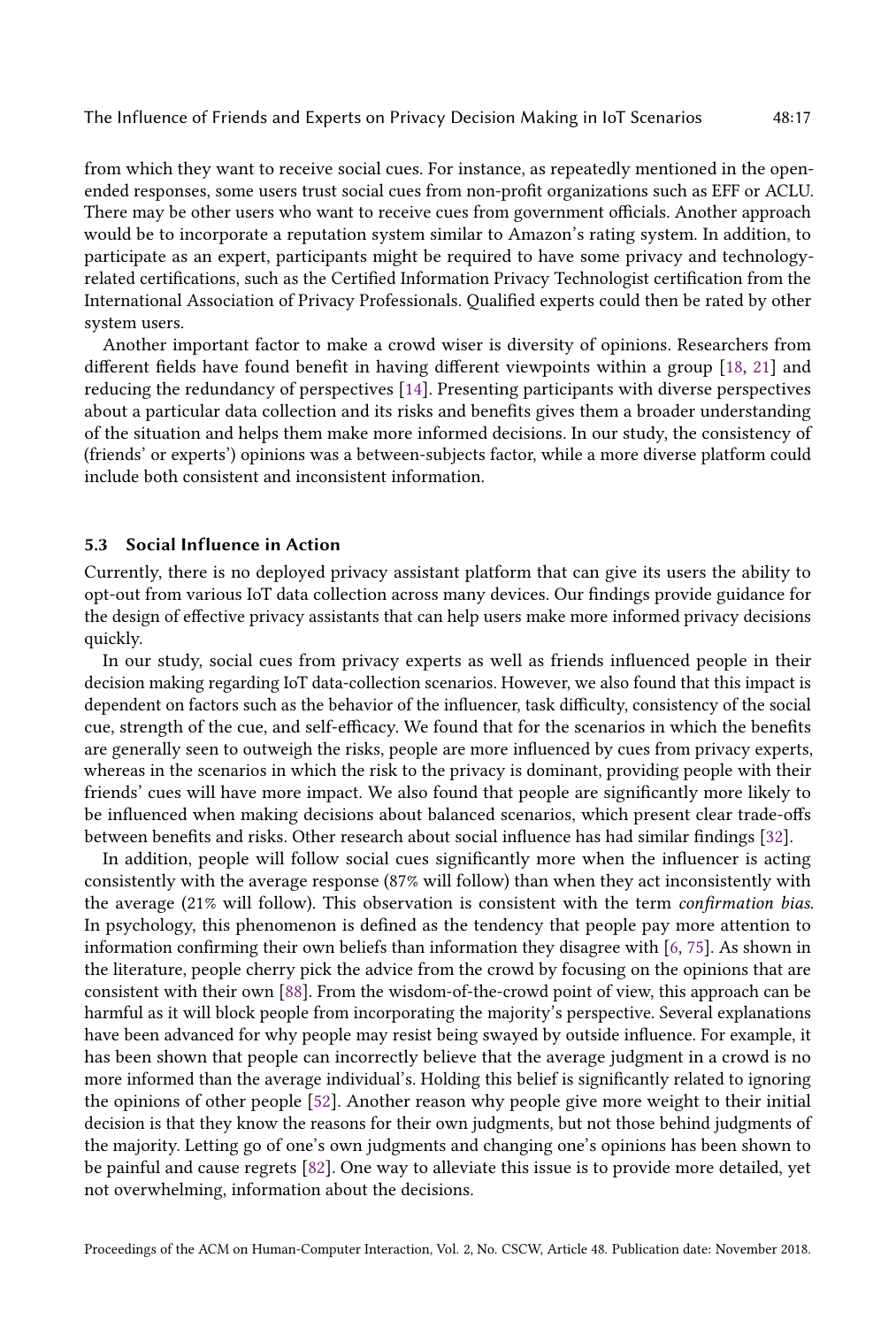from which they want to receive social cues. For instance, as repeatedly mentioned in the open-ended responses, some users trust social cues from non-profit organizations such as EFF or ACLU. There may be other users who want to receive cues from government officials. Another approach would be to incorporate a reputation system similar to Amazon's rating system. In addition, to participate as an expert, participants might be required to have some privacy and technology-related certifications, such as the Certified Information Privacy Technologist certification from the International Association of Privacy Professionals. Qualified experts could then be rated by other system users.

Another important factor to make a crowd wiser is diversity of opinions. Researchers from different fields have found benefit in having different viewpoints within a group [18, 21] and reducing the redundancy of perspectives [14]. Presenting participants with diverse perspectives about a particular data collection and its risks and benefits gives them a broader understanding of the situation and helps them make more informed decisions. In our study, the consistency of (friends' or experts') opinions was a between-subjects factor, while a more diverse platform could include both consistent and inconsistent information.

### 5.3 Social Influence in Action

Currently, there is no deployed privacy assistant platform that can give its users the ability to opt-out from various IoT data collection across many devices. Our findings provide guidance for the design of effective privacy assistants that can help users make more informed privacy decisions quickly.

In our study, social cues from privacy experts as well as friends influenced people in their decision making regarding IoT data-collection scenarios. However, we also found that this impact is dependent on factors such as the behavior of the influencer, task difficulty, consistency of the social cue, strength of the cue, and self-efficacy. We found that for the scenarios in which the benefits are generally seen to outweigh the risks, people are more influenced by cues from privacy experts, whereas in the scenarios in which the risk to the privacy is dominant, providing people with their friends' cues will have more impact. We also found that people are significantly more likely to be influenced when making decisions about balanced scenarios, which present clear trade-offs between benefits and risks. Other research about social influence has had similar findings [32].

In addition, people will follow social cues significantly more when the influencer is acting consistently with the average response (87% will follow) than when they act inconsistently with the average (21% will follow). This observation is consistent with the term *confirmation bias*. In psychology, this phenomenon is defined as the tendency that people pay more attention to information confirming their own beliefs than information they disagree with [6, 75]. As shown in the literature, people cherry pick the advice from the crowd by focusing on the opinions that are consistent with their own [88]. From the wisdom-of-the-crowd point of view, this approach can be harmful as it will block people from incorporating the majority's perspective. Several explanations have been advanced for why people may resist being swayed by outside influence. For example, it has been shown that people can incorrectly believe that the average judgment in a crowd is no more informed than the average individual's. Holding this belief is significantly related to ignoring the opinions of other people [52]. Another reason why people give more weight to their initial decision is that they know the reasons for their own judgments, but not those behind judgments of the majority. Letting go of one's own judgments and changing one's opinions has been shown to be painful and cause regrets [82]. One way to alleviate this issue is to provide more detailed, yet not overwhelming, information about the decisions.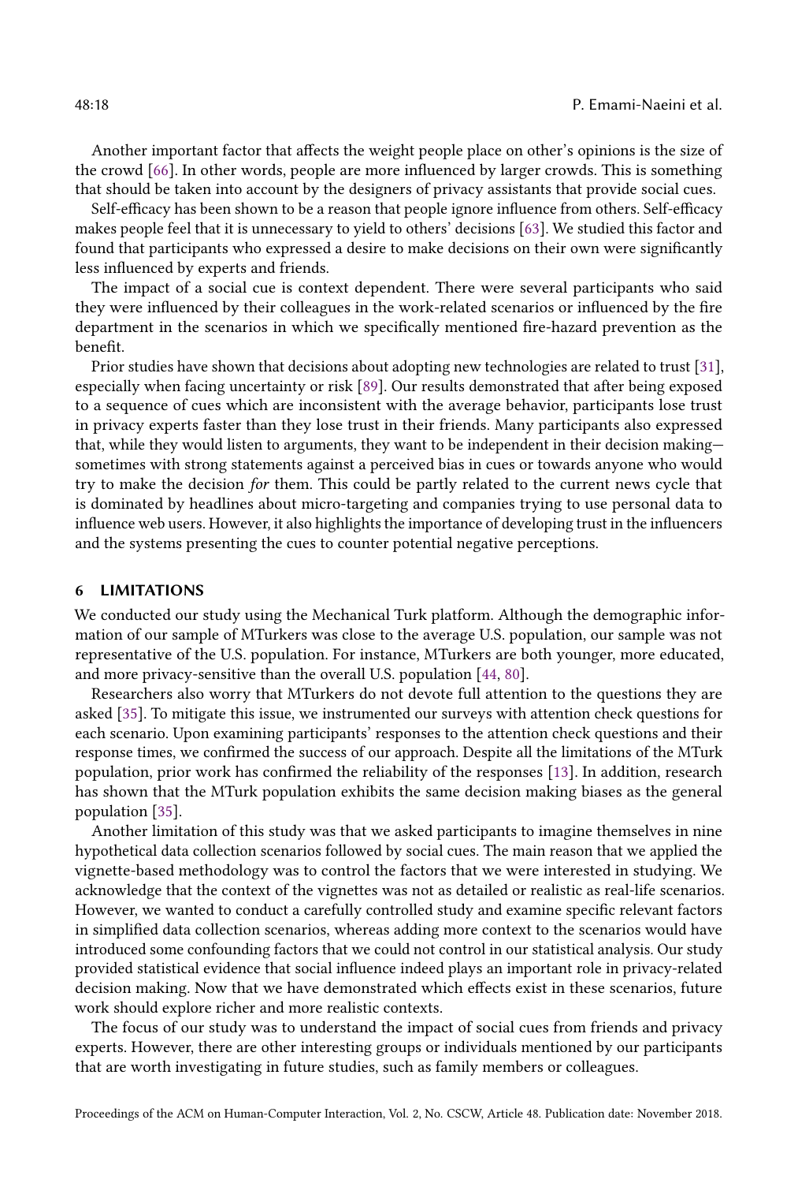Another important factor that affects the weight people place on other's opinions is the size of the crowd [66]. In other words, people are more influenced by larger crowds. This is something that should be taken into account by the designers of privacy assistants that provide social cues.

Self-efficacy has been shown to be a reason that people ignore influence from others. Self-efficacy makes people feel that it is unnecessary to yield to others' decisions [63]. We studied this factor and found that participants who expressed a desire to make decisions on their own were significantly less influenced by experts and friends.

The impact of a social cue is context dependent. There were several participants who said they were influenced by their colleagues in the work-related scenarios or influenced by the fire department in the scenarios in which we specifically mentioned fire-hazard prevention as the benefit.

Prior studies have shown that decisions about adopting new technologies are related to trust [31], especially when facing uncertainty or risk [89]. Our results demonstrated that after being exposed to a sequence of cues which are inconsistent with the average behavior, participants lose trust in privacy experts faster than they lose trust in their friends. Many participants also expressed that, while they would listen to arguments, they want to be independent in their decision making—sometimes with strong statements against a perceived bias in cues or towards anyone who would try to make the decision *for* them. This could be partly related to the current news cycle that is dominated by headlines about micro-targeting and companies trying to use personal data to influence web users. However, it also highlights the importance of developing trust in the influencers and the systems presenting the cues to counter potential negative perceptions.

## 6 LIMITATIONS

We conducted our study using the Mechanical Turk platform. Although the demographic information of our sample of MTurkers was close to the average U.S. population, our sample was not representative of the U.S. population. For instance, MTurkers are both younger, more educated, and more privacy-sensitive than the overall U.S. population [44, 80].

Researchers also worry that MTurkers do not devote full attention to the questions they are asked [35]. To mitigate this issue, we instrumented our surveys with attention check questions for each scenario. Upon examining participants' responses to the attention check questions and their response times, we confirmed the success of our approach. Despite all the limitations of the MTurk population, prior work has confirmed the reliability of the responses [13]. In addition, research has shown that the MTurk population exhibits the same decision making biases as the general population [35].

Another limitation of this study was that we asked participants to imagine themselves in nine hypothetical data collection scenarios followed by social cues. The main reason that we applied the vignette-based methodology was to control the factors that we were interested in studying. We acknowledge that the context of the vignettes was not as detailed or realistic as real-life scenarios. However, we wanted to conduct a carefully controlled study and examine specific relevant factors in simplified data collection scenarios, whereas adding more context to the scenarios would have introduced some confounding factors that we could not control in our statistical analysis. Our study provided statistical evidence that social influence indeed plays an important role in privacy-related decision making. Now that we have demonstrated which effects exist in these scenarios, future work should explore richer and more realistic contexts.

The focus of our study was to understand the impact of social cues from friends and privacy experts. However, there are other interesting groups or individuals mentioned by our participants that are worth investigating in future studies, such as family members or colleagues.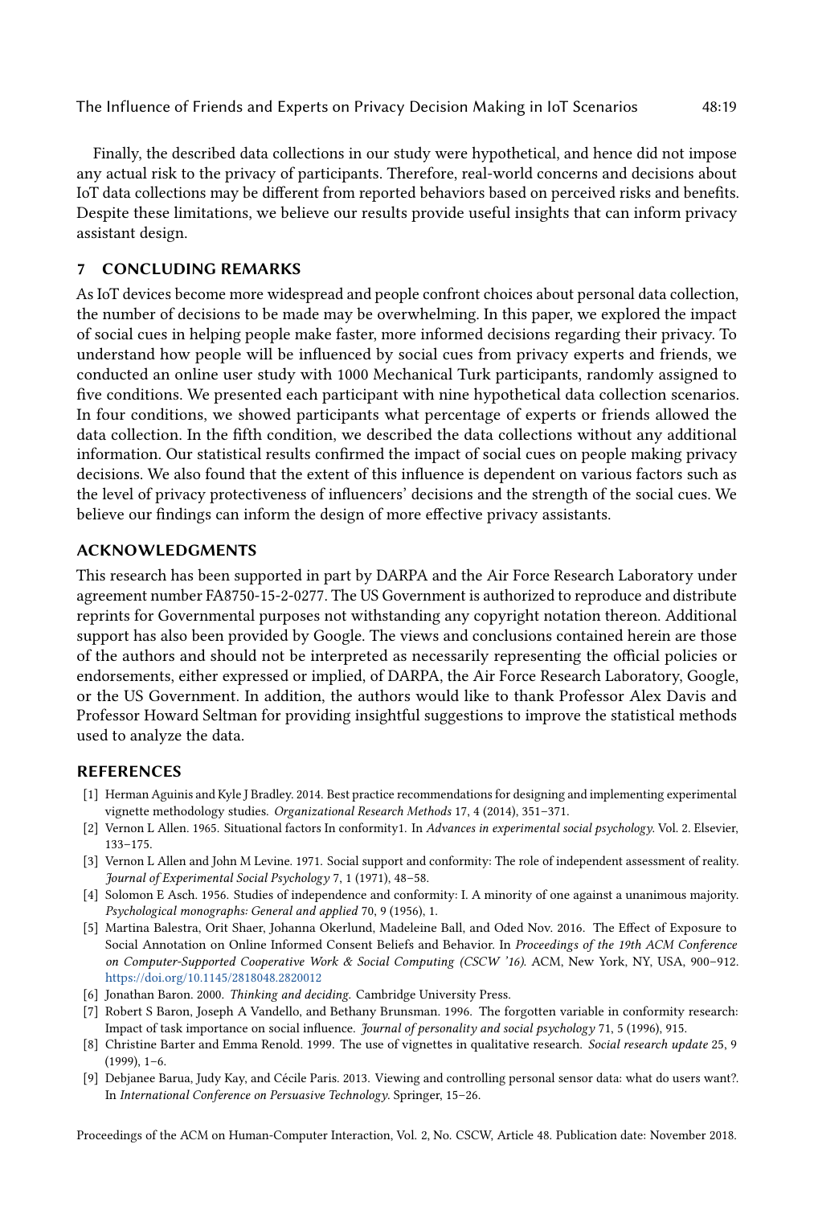Finally, the described data collections in our study were hypothetical, and hence did not impose any actual risk to the privacy of participants. Therefore, real-world concerns and decisions about IoT data collections may be different from reported behaviors based on perceived risks and benefits. Despite these limitations, we believe our results provide useful insights that can inform privacy assistant design.

## 7 CONCLUDING REMARKS

As IoT devices become more widespread and people confront choices about personal data collection, the number of decisions to be made may be overwhelming. In this paper, we explored the impact of social cues in helping people make faster, more informed decisions regarding their privacy. To understand how people will be influenced by social cues from privacy experts and friends, we conducted an online user study with 1000 Mechanical Turk participants, randomly assigned to five conditions. We presented each participant with nine hypothetical data collection scenarios. In four conditions, we showed participants what percentage of experts or friends allowed the data collection. In the fifth condition, we described the data collections without any additional information. Our statistical results confirmed the impact of social cues on people making privacy decisions. We also found that the extent of this influence is dependent on various factors such as the level of privacy protectiveness of influencers' decisions and the strength of the social cues. We believe our findings can inform the design of more effective privacy assistants.

## ACKNOWLEDGMENTS

This research has been supported in part by DARPA and the Air Force Research Laboratory under agreement number FA8750-15-2-0277. The US Government is authorized to reproduce and distribute reprints for Governmental purposes not withstanding any copyright notation thereon. Additional support has also been provided by Google. The views and conclusions contained herein are those of the authors and should not be interpreted as necessarily representing the official policies or endorsements, either expressed or implied, of DARPA, the Air Force Research Laboratory, Google, or the US Government. In addition, the authors would like to thank Professor Alex Davis and Professor Howard Seltman for providing insightful suggestions to improve the statistical methods used to analyze the data.

## REFERENCES

- [1] Herman Aguinis and Kyle J Bradley. 2014. Best practice recommendations for designing and implementing experimental vignette methodology studies. *Organizational Research Methods* 17, 4 (2014), 351–371.
- [2] Vernon L Allen. 1965. Situational factors In conformity1. In *Advances in experimental social psychology*. Vol. 2. Elsevier, 133–175.
- [3] Vernon L Allen and John M Levine. 1971. Social support and conformity: The role of independent assessment of reality. *Journal of Experimental Social Psychology* 7, 1 (1971), 48–58.
- [4] Solomon E Asch. 1956. Studies of independence and conformity: I. A minority of one against a unanimous majority. *Psychological monographs: General and applied* 70, 9 (1956), 1.
- [5] Martina Balestra, Orit Shaer, Johanna Okerlund, Madeleine Ball, and Oded Nov. 2016. The Effect of Exposure to Social Annotation on Online Informed Consent Beliefs and Behavior. In *Proceedings of the 19th ACM Conference on Computer-Supported Cooperative Work & Social Computing (CSCW '16)*. ACM, New York, NY, USA, 900–912. https://doi.org/10.1145/2818048.2820012
- [6] Jonathan Baron. 2000. *Thinking and deciding*. Cambridge University Press.
- [7] Robert S Baron, Joseph A Vandello, and Bethany Brunsman. 1996. The forgotten variable in conformity research: Impact of task importance on social influence. *Journal of personality and social psychology* 71, 5 (1996), 915.
- [8] Christine Barter and Emma Renold. 1999. The use of vignettes in qualitative research. *Social research update* 25, 9 (1999), 1–6.
- [9] Debjanee Barua, Judy Kay, and Cécile Paris. 2013. Viewing and controlling personal sensor data: what do users want?. In *International Conference on Persuasive Technology*. Springer, 15–26.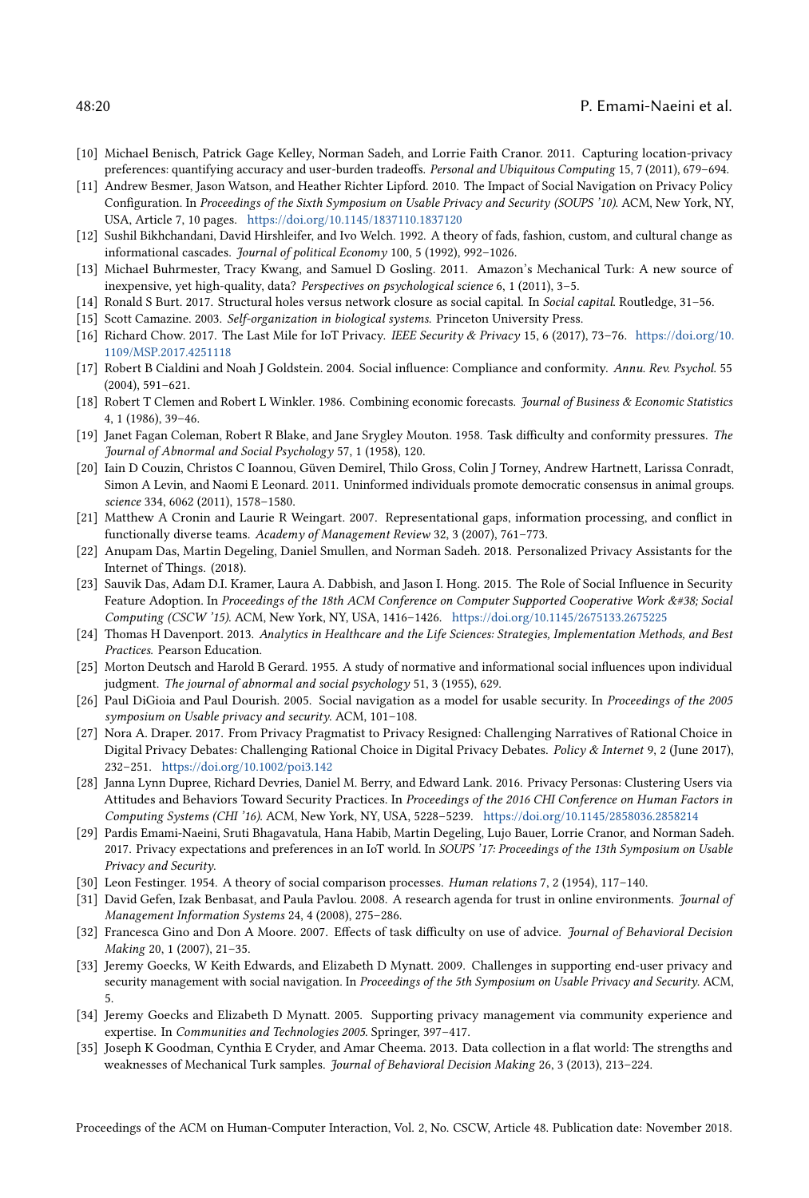[10] Michael Benisch, Patrick Gage Kelley, Norman Sadeh, and Lorrie Faith Cranor. 2011. Capturing location-privacy preferences: quantifying accuracy and user-burden tradeoffs. *Personal and Ubiquitous Computing* 15, 7 (2011), 679–694.

[11] Andrew Besmer, Jason Watson, and Heather Richter Lipford. 2010. The Impact of Social Navigation on Privacy Policy Configuration. In *Proceedings of the Sixth Symposium on Usable Privacy and Security (SOUPS '10)*. ACM, New York, NY, USA, Article 7, 10 pages. https://doi.org/10.1145/1837110.1837120

[12] Sushil Bikhchandani, David Hirshleifer, and Ivo Welch. 1992. A theory of fads, fashion, custom, and cultural change as informational cascades. *Journal of political Economy* 100, 5 (1992), 992–1026.

[13] Michael Buhrmester, Tracy Kwang, and Samuel D Gosling. 2011. Amazon's Mechanical Turk: A new source of inexpensive, yet high-quality, data? *Perspectives on psychological science* 6, 1 (2011), 3–5.

[14] Ronald S Burt. 2017. Structural holes versus network closure as social capital. In *Social capital*. Routledge, 31–56.

[15] Scott Camazine. 2003. *Self-organization in biological systems*. Princeton University Press.

[16] Richard Chow. 2017. The Last Mile for IoT Privacy. *IEEE Security & Privacy* 15, 6 (2017), 73–76. https://doi.org/10.1109/MSP.2017.4251118

[17] Robert B Cialdini and Noah J Goldstein. 2004. Social influence: Compliance and conformity. *Annu. Rev. Psychol.* 55 (2004), 591–621.

[18] Robert T Clemen and Robert L Winkler. 1986. Combining economic forecasts. *Journal of Business & Economic Statistics* 4, 1 (1986), 39–46.

[19] Janet Fagan Coleman, Robert R Blake, and Jane Srygley Mouton. 1958. Task difficulty and conformity pressures. *The Journal of Abnormal and Social Psychology* 57, 1 (1958), 120.

[20] Iain D Couzin, Christos C Ioannou, Güven Demirel, Thilo Gross, Colin J Torney, Andrew Hartnett, Larissa Conradt, Simon A Levin, and Naomi E Leonard. 2011. Uninformed individuals promote democratic consensus in animal groups. *science* 334, 6062 (2011), 1578–1580.

[21] Matthew A Cronin and Laurie R Weingart. 2007. Representational gaps, information processing, and conflict in functionally diverse teams. *Academy of Management Review* 32, 3 (2007), 761–773.

[22] Anupam Das, Martin Degeling, Daniel Smullen, and Norman Sadeh. 2018. Personalized Privacy Assistants for the Internet of Things. (2018).

[23] Sauvik Das, Adam D.I. Kramer, Laura A. Dabbish, and Jason I. Hong. 2015. The Role of Social Influence in Security Feature Adoption. In *Proceedings of the 18th ACM Conference on Computer Supported Cooperative Work &#38; Social Computing (CSCW '15)*. ACM, New York, NY, USA, 1416–1426. https://doi.org/10.1145/2675133.2675225

[24] Thomas H Davenport. 2013. *Analytics in Healthcare and the Life Sciences: Strategies, Implementation Methods, and Best Practices*. Pearson Education.

[25] Morton Deutsch and Harold B Gerard. 1955. A study of normative and informational social influences upon individual judgment. *The journal of abnormal and social psychology* 51, 3 (1955), 629.

[26] Paul DiGioia and Paul Dourish. 2005. Social navigation as a model for usable security. In *Proceedings of the 2005 symposium on Usable privacy and security*. ACM, 101–108.

[27] Nora A. Draper. 2017. From Privacy Pragmatist to Privacy Resigned: Challenging Narratives of Rational Choice in Digital Privacy Debates: Challenging Rational Choice in Digital Privacy Debates. *Policy & Internet* 9, 2 (June 2017), 232–251. https://doi.org/10.1002/poi3.142

[28] Janna Lynn Dupree, Richard Devries, Daniel M. Berry, and Edward Lank. 2016. Privacy Personas: Clustering Users via Attitudes and Behaviors Toward Security Practices. In *Proceedings of the 2016 CHI Conference on Human Factors in Computing Systems (CHI '16)*. ACM, New York, NY, USA, 5228–5239. https://doi.org/10.1145/2858036.2858214

[29] Pardis Emami-Naeini, Sruti Bhagavatula, Hana Habib, Martin Degeling, Lujo Bauer, Lorrie Cranor, and Norman Sadeh. 2017. Privacy expectations and preferences in an IoT world. In *SOUPS '17: Proceedings of the 13th Symposium on Usable Privacy and Security*.

[30] Leon Festinger. 1954. A theory of social comparison processes. *Human relations* 7, 2 (1954), 117–140.

[31] David Gefen, Izak Benbasat, and Paula Pavlou. 2008. A research agenda for trust in online environments. *Journal of Management Information Systems* 24, 4 (2008), 275–286.

[32] Francesca Gino and Don A Moore. 2007. Effects of task difficulty on use of advice. *Journal of Behavioral Decision Making* 20, 1 (2007), 21–35.

[33] Jeremy Goecks, W Keith Edwards, and Elizabeth D Mynatt. 2009. Challenges in supporting end-user privacy and security management with social navigation. In *Proceedings of the 5th Symposium on Usable Privacy and Security*. ACM, 5.

[34] Jeremy Goecks and Elizabeth D Mynatt. 2005. Supporting privacy management via community experience and expertise. In *Communities and Technologies 2005*. Springer, 397–417.

[35] Joseph K Goodman, Cynthia E Cryder, and Amar Cheema. 2013. Data collection in a flat world: The strengths and weaknesses of Mechanical Turk samples. *Journal of Behavioral Decision Making* 26, 3 (2013), 213–224.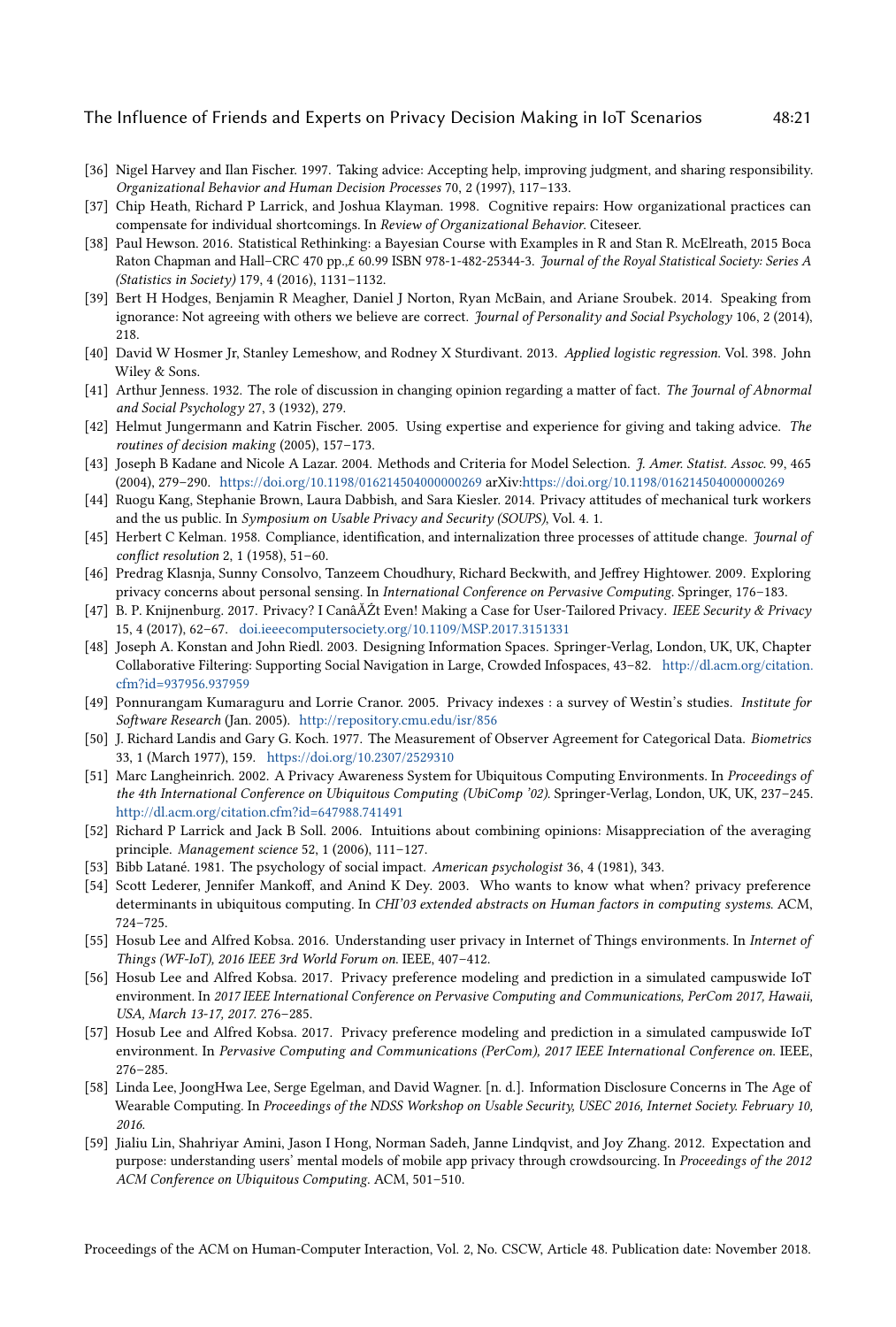[36] Nigel Harvey and Ilan Fischer. 1997. Taking advice: Accepting help, improving judgment, and sharing responsibility. *Organizational Behavior and Human Decision Processes* 70, 2 (1997), 117–133.

[37] Chip Heath, Richard P Larrick, and Joshua Klayman. 1998. Cognitive repairs: How organizational practices can compensate for individual shortcomings. In *Review of Organizational Behavior*. Citeseer.

[38] Paul Hewson. 2016. Statistical Rethinking: a Bayesian Course with Examples in R and Stan R. McElreath, 2015 Boca Raton Chapman and Hall–CRC 470 pp.,£ 60.99 ISBN 978-1-482-25344-3. *Journal of the Royal Statistical Society: Series A (Statistics in Society)* 179, 4 (2016), 1131–1132.

[39] Bert H Hodges, Benjamin R Meagher, Daniel J Norton, Ryan McBain, and Ariane Sroubek. 2014. Speaking from ignorance: Not agreeing with others we believe are correct. *Journal of Personality and Social Psychology* 106, 2 (2014), 218.

[40] David W Hosmer Jr, Stanley Lemeshow, and Rodney X Sturdivant. 2013. *Applied logistic regression*. Vol. 398. John Wiley & Sons.

[41] Arthur Jenness. 1932. The role of discussion in changing opinion regarding a matter of fact. *The Journal of Abnormal and Social Psychology* 27, 3 (1932), 279.

[42] Helmut Jungermann and Katrin Fischer. 2005. Using expertise and experience for giving and taking advice. *The routines of decision making* (2005), 157–173.

[43] Joseph B Kadane and Nicole A Lazar. 2004. Methods and Criteria for Model Selection. *J. Amer. Statist. Assoc.* 99, 465 (2004), 279–290. https://doi.org/10.1198/016214504000000269 arXiv:https://doi.org/10.1198/016214504000000269

[44] Ruogu Kang, Stephanie Brown, Laura Dabbish, and Sara Kiesler. 2014. Privacy attitudes of mechanical turk workers and the us public. In *Symposium on Usable Privacy and Security (SOUPS)*, Vol. 4. 1.

[45] Herbert C Kelman. 1958. Compliance, identification, and internalization three processes of attitude change. *Journal of conflict resolution* 2, 1 (1958), 51–60.

[46] Predrag Klasnja, Sunny Consolvo, Tanzeem Choudhury, Richard Beckwith, and Jeffrey Hightower. 2009. Exploring privacy concerns about personal sensing. In *International Conference on Pervasive Computing*. Springer, 176–183.

[47] B. P. Knijnenburg. 2017. Privacy? I CanâĂŹt Even! Making a Case for User-Tailored Privacy. *IEEE Security & Privacy* 15, 4 (2017), 62–67. doi.ieeecomputersociety.org/10.1109/MSP.2017.3151331

[48] Joseph A. Konstan and John Riedl. 2003. Designing Information Spaces. Springer-Verlag, London, UK, UK, Chapter Collaborative Filtering: Supporting Social Navigation in Large, Crowded Infospaces, 43–82. http://dl.acm.org/citation.cfm?id=937956.937959

[49] Ponnurangam Kumaraguru and Lorrie Cranor. 2005. Privacy indexes : a survey of Westin's studies. *Institute for Software Research* (Jan. 2005). http://repository.cmu.edu/isr/856

[50] J. Richard Landis and Gary G. Koch. 1977. The Measurement of Observer Agreement for Categorical Data. *Biometrics* 33, 1 (March 1977), 159. https://doi.org/10.2307/2529310

[51] Marc Langheinrich. 2002. A Privacy Awareness System for Ubiquitous Computing Environments. In *Proceedings of the 4th International Conference on Ubiquitous Computing (UbiComp '02)*. Springer-Verlag, London, UK, UK, 237–245. http://dl.acm.org/citation.cfm?id=647988.741491

[52] Richard P Larrick and Jack B Soll. 2006. Intuitions about combining opinions: Misappreciation of the averaging principle. *Management science* 52, 1 (2006), 111–127.

[53] Bibb Latané. 1981. The psychology of social impact. *American psychologist* 36, 4 (1981), 343.

[54] Scott Lederer, Jennifer Mankoff, and Anind K Dey. 2003. Who wants to know what when? privacy preference determinants in ubiquitous computing. In *CHI'03 extended abstracts on Human factors in computing systems*. ACM, 724–725.

[55] Hosub Lee and Alfred Kobsa. 2016. Understanding user privacy in Internet of Things environments. In *Internet of Things (WF-IoT), 2016 IEEE 3rd World Forum on*. IEEE, 407–412.

[56] Hosub Lee and Alfred Kobsa. 2017. Privacy preference modeling and prediction in a simulated campuswide IoT environment. In *2017 IEEE International Conference on Pervasive Computing and Communications, PerCom 2017, Hawaii, USA, March 13-17, 2017*. 276–285.

[57] Hosub Lee and Alfred Kobsa. 2017. Privacy preference modeling and prediction in a simulated campuswide IoT environment. In *Pervasive Computing and Communications (PerCom), 2017 IEEE International Conference on*. IEEE, 276–285.

[58] Linda Lee, JoongHwa Lee, Serge Egelman, and David Wagner. [n. d.]. Information Disclosure Concerns in The Age of Wearable Computing. In *Proceedings of the NDSS Workshop on Usable Security, USEC 2016, Internet Society. February 10, 2016*.

[59] Jialiu Lin, Shahriyar Amini, Jason I Hong, Norman Sadeh, Janne Lindqvist, and Joy Zhang. 2012. Expectation and purpose: understanding users' mental models of mobile app privacy through crowdsourcing. In *Proceedings of the 2012 ACM Conference on Ubiquitous Computing*. ACM, 501–510.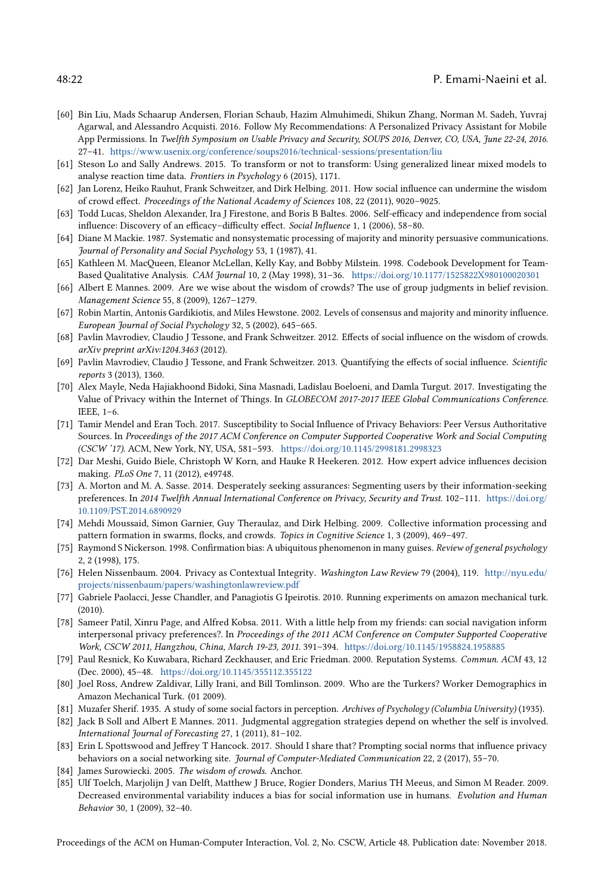- [60] Bin Liu, Mads Schaarup Andersen, Florian Schaub, Hazim Almuhimedi, Shikun Zhang, Norman M. Sadeh, Yuvraj Agarwal, and Alessandro Acquisti. 2016. Follow My Recommendations: A Personalized Privacy Assistant for Mobile App Permissions. In *Twelfth Symposium on Usable Privacy and Security, SOUPS 2016, Denver, CO, USA, June 22-24, 2016*. 27–41. https://www.usenix.org/conference/soups2016/technical-sessions/presentation/liu
- [61] Steson Lo and Sally Andrews. 2015. To transform or not to transform: Using generalized linear mixed models to analyse reaction time data. *Frontiers in Psychology* 6 (2015), 1171.
- [62] Jan Lorenz, Heiko Rauhut, Frank Schweitzer, and Dirk Helbing. 2011. How social influence can undermine the wisdom of crowd effect. *Proceedings of the National Academy of Sciences* 108, 22 (2011), 9020–9025.
- [63] Todd Lucas, Sheldon Alexander, Ira J Firestone, and Boris B Baltes. 2006. Self-efficacy and independence from social influence: Discovery of an efficacy–difficulty effect. *Social Influence* 1, 1 (2006), 58–80.
- [64] Diane M Mackie. 1987. Systematic and nonsystematic processing of majority and minority persuasive communications. *Journal of Personality and Social Psychology* 53, 1 (1987), 41.
- [65] Kathleen M. MacQueen, Eleanor McLellan, Kelly Kay, and Bobby Milstein. 1998. Codebook Development for Team-Based Qualitative Analysis. *CAM Journal* 10, 2 (May 1998), 31–36. https://doi.org/10.1177/1525822X980100020301
- [66] Albert E Mannes. 2009. Are we wise about the wisdom of crowds? The use of group judgments in belief revision. *Management Science* 55, 8 (2009), 1267–1279.
- [67] Robin Martin, Antonis Gardikiotis, and Miles Hewstone. 2002. Levels of consensus and majority and minority influence. *European Journal of Social Psychology* 32, 5 (2002), 645–665.
- [68] Pavlin Mavrodiev, Claudio J Tessone, and Frank Schweitzer. 2012. Effects of social influence on the wisdom of crowds. *arXiv preprint arXiv:1204.3463* (2012).
- [69] Pavlin Mavrodiev, Claudio J Tessone, and Frank Schweitzer. 2013. Quantifying the effects of social influence. *Scientific reports* 3 (2013), 1360.
- [70] Alex Mayle, Neda Hajiakhoond Bidoki, Sina Masnadi, Ladislau Boeloeni, and Damla Turgut. 2017. Investigating the Value of Privacy within the Internet of Things. In *GLOBECOM 2017-2017 IEEE Global Communications Conference*. IEEE, 1–6.
- [71] Tamir Mendel and Eran Toch. 2017. Susceptibility to Social Influence of Privacy Behaviors: Peer Versus Authoritative Sources. In *Proceedings of the 2017 ACM Conference on Computer Supported Cooperative Work and Social Computing (CSCW '17)*. ACM, New York, NY, USA, 581–593. https://doi.org/10.1145/2998181.2998323
- [72] Dar Meshi, Guido Biele, Christoph W Korn, and Hauke R Heekeren. 2012. How expert advice influences decision making. *PLoS One* 7, 11 (2012), e49748.
- [73] A. Morton and M. A. Sasse. 2014. Desperately seeking assurances: Segmenting users by their information-seeking preferences. In *2014 Twelfth Annual International Conference on Privacy, Security and Trust*. 102–111. https://doi.org/10.1109/PST.2014.6890929
- [74] Mehdi Moussaid, Simon Garnier, Guy Theraulaz, and Dirk Helbing. 2009. Collective information processing and pattern formation in swarms, flocks, and crowds. *Topics in Cognitive Science* 1, 3 (2009), 469–497.
- [75] Raymond S Nickerson. 1998. Confirmation bias: A ubiquitous phenomenon in many guises. *Review of general psychology* 2, 2 (1998), 175.
- [76] Helen Nissenbaum. 2004. Privacy as Contextual Integrity. *Washington Law Review* 79 (2004), 119. http://nyu.edu/projects/nissenbaum/papers/washingtonlawreview.pdf
- [77] Gabriele Paolacci, Jesse Chandler, and Panagiotis G Ipeirotis. 2010. Running experiments on amazon mechanical turk. (2010).
- [78] Sameer Patil, Xinru Page, and Alfred Kobsa. 2011. With a little help from my friends: can social navigation inform interpersonal privacy preferences?. In *Proceedings of the 2011 ACM Conference on Computer Supported Cooperative Work, CSCW 2011, Hangzhou, China, March 19-23, 2011*. 391–394. https://doi.org/10.1145/1958824.1958885
- [79] Paul Resnick, Ko Kuwabara, Richard Zeckhauser, and Eric Friedman. 2000. Reputation Systems. *Commun. ACM* 43, 12 (Dec. 2000), 45–48. https://doi.org/10.1145/355112.355122
- [80] Joel Ross, Andrew Zaldivar, Lilly Irani, and Bill Tomlinson. 2009. Who are the Turkers? Worker Demographics in Amazon Mechanical Turk. (01 2009).
- [81] Muzafer Sherif. 1935. A study of some social factors in perception. *Archives of Psychology (Columbia University)* (1935).
- [82] Jack B Soll and Albert E Mannes. 2011. Judgmental aggregation strategies depend on whether the self is involved. *International Journal of Forecasting* 27, 1 (2011), 81–102.
- [83] Erin L Spottswood and Jeffrey T Hancock. 2017. Should I share that? Prompting social norms that influence privacy behaviors on a social networking site. *Journal of Computer-Mediated Communication* 22, 2 (2017), 55–70.
- [84] James Surowiecki. 2005. *The wisdom of crowds*. Anchor.
- [85] Ulf Toelch, Marjolijn J van Delft, Matthew J Bruce, Rogier Donders, Marius TH Meeus, and Simon M Reader. 2009. Decreased environmental variability induces a bias for social information use in humans. *Evolution and Human Behavior* 30, 1 (2009), 32–40.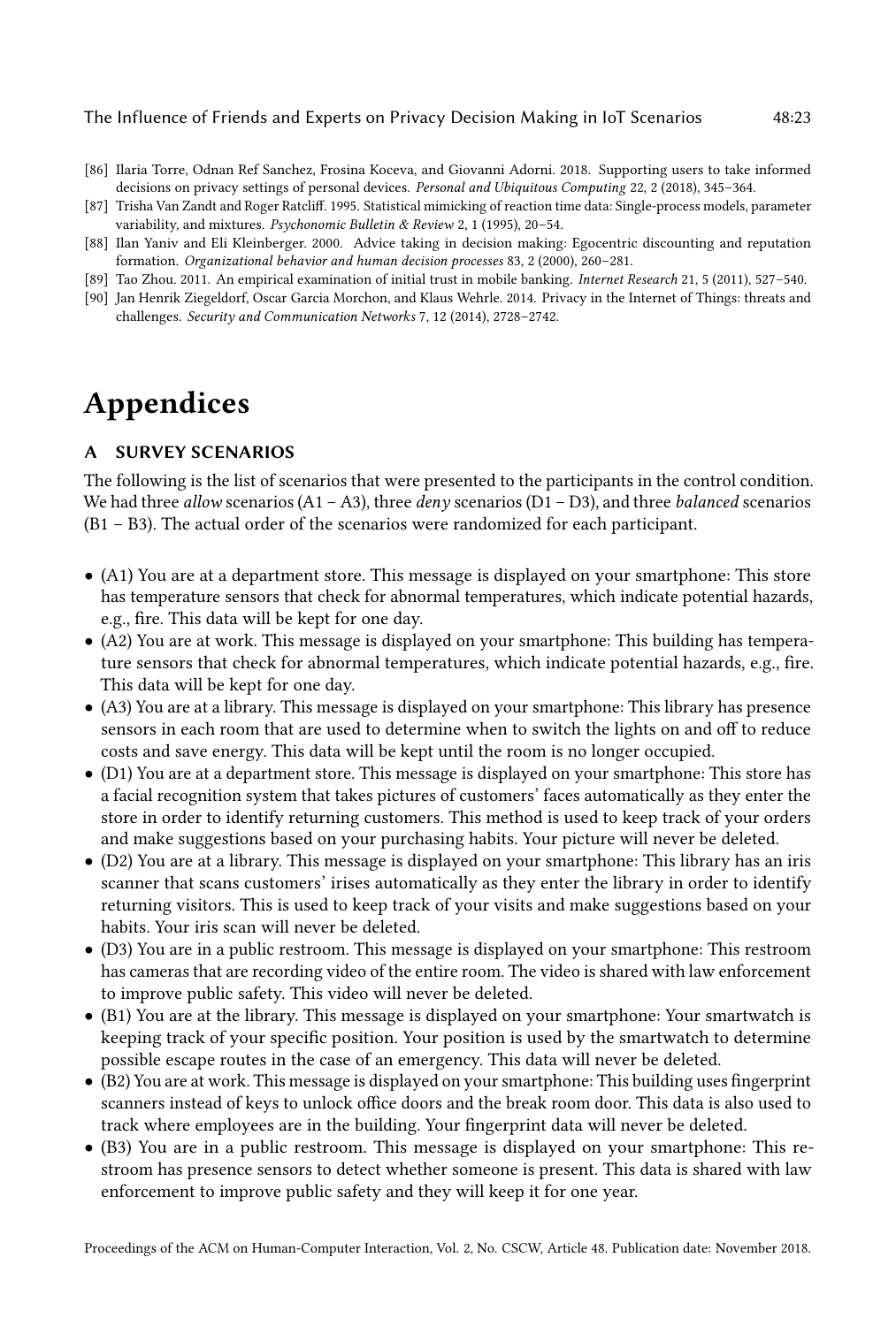[86] Ilaria Torre, Odnan Ref Sanchez, Frosina Koceva, and Giovanni Adorni. 2018. Supporting users to take informed decisions on privacy settings of personal devices. *Personal and Ubiquitous Computing* 22, 2 (2018), 345–364.

[87] Trisha Van Zandt and Roger Ratcliff. 1995. Statistical mimicking of reaction time data: Single-process models, parameter variability, and mixtures. *Psychonomic Bulletin & Review* 2, 1 (1995), 20–54.

[88] Ilan Yaniv and Eli Kleinberger. 2000. Advice taking in decision making: Egocentric discounting and reputation formation. *Organizational behavior and human decision processes* 83, 2 (2000), 260–281.

[89] Tao Zhou. 2011. An empirical examination of initial trust in mobile banking. *Internet Research* 21, 5 (2011), 527–540.

[90] Jan Henrik Ziegeldorf, Oscar Garcia Morchon, and Klaus Wehrle. 2014. Privacy in the Internet of Things: threats and challenges. *Security and Communication Networks* 7, 12 (2014), 2728–2742.

# Appendices

## A SURVEY SCENARIOS

The following is the list of scenarios that were presented to the participants in the control condition. We had three *allow* scenarios (A1 – A3), three *deny* scenarios (D1 – D3), and three *balanced* scenarios (B1 – B3). The actual order of the scenarios were randomized for each participant.

- (A1) You are at a department store. This message is displayed on your smartphone: This store has temperature sensors that check for abnormal temperatures, which indicate potential hazards, e.g., fire. This data will be kept for one day.
- (A2) You are at work. This message is displayed on your smartphone: This building has temperature sensors that check for abnormal temperatures, which indicate potential hazards, e.g., fire. This data will be kept for one day.
- (A3) You are at a library. This message is displayed on your smartphone: This library has presence sensors in each room that are used to determine when to switch the lights on and off to reduce costs and save energy. This data will be kept until the room is no longer occupied.
- (D1) You are at a department store. This message is displayed on your smartphone: This store has a facial recognition system that takes pictures of customers' faces automatically as they enter the store in order to identify returning customers. This method is used to keep track of your orders and make suggestions based on your purchasing habits. Your picture will never be deleted.
- (D2) You are at a library. This message is displayed on your smartphone: This library has an iris scanner that scans customers' irises automatically as they enter the library in order to identify returning visitors. This is used to keep track of your visits and make suggestions based on your habits. Your iris scan will never be deleted.
- (D3) You are in a public restroom. This message is displayed on your smartphone: This restroom has cameras that are recording video of the entire room. The video is shared with law enforcement to improve public safety. This video will never be deleted.
- (B1) You are at the library. This message is displayed on your smartphone: Your smartwatch is keeping track of your specific position. Your position is used by the smartwatch to determine possible escape routes in the case of an emergency. This data will never be deleted.
- (B2) You are at work. This message is displayed on your smartphone: This building uses fingerprint scanners instead of keys to unlock office doors and the break room door. This data is also used to track where employees are in the building. Your fingerprint data will never be deleted.
- (B3) You are in a public restroom. This message is displayed on your smartphone: This restroom has presence sensors to detect whether someone is present. This data is shared with law enforcement to improve public safety and they will keep it for one year.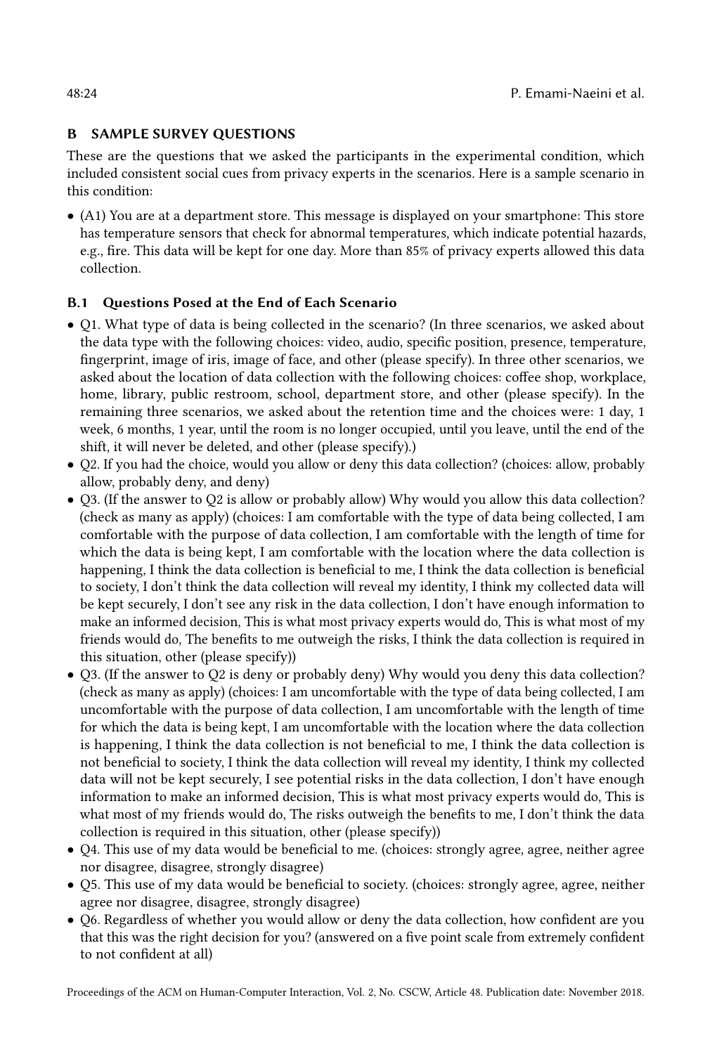## B SAMPLE SURVEY QUESTIONS

These are the questions that we asked the participants in the experimental condition, which included consistent social cues from privacy experts in the scenarios. Here is a sample scenario in this condition:

- (A1) You are at a department store. This message is displayed on your smartphone: This store has temperature sensors that check for abnormal temperatures, which indicate potential hazards, e.g., fire. This data will be kept for one day. More than 85% of privacy experts allowed this data collection.

### B.1 Questions Posed at the End of Each Scenario

- Q1. What type of data is being collected in the scenario? (In three scenarios, we asked about the data type with the following choices: video, audio, specific position, presence, temperature, fingerprint, image of iris, image of face, and other (please specify). In three other scenarios, we asked about the location of data collection with the following choices: coffee shop, workplace, home, library, public restroom, school, department store, and other (please specify). In the remaining three scenarios, we asked about the retention time and the choices were: 1 day, 1 week, 6 months, 1 year, until the room is no longer occupied, until you leave, until the end of the shift, it will never be deleted, and other (please specify).)
- Q2. If you had the choice, would you allow or deny this data collection? (choices: allow, probably allow, probably deny, and deny)
- Q3. (If the answer to Q2 is allow or probably allow) Why would you allow this data collection? (check as many as apply) (choices: I am comfortable with the type of data being collected, I am comfortable with the purpose of data collection, I am comfortable with the length of time for which the data is being kept, I am comfortable with the location where the data collection is happening, I think the data collection is beneficial to me, I think the data collection is beneficial to society, I don't think the data collection will reveal my identity, I think my collected data will be kept securely, I don't see any risk in the data collection, I don't have enough information to make an informed decision, This is what most privacy experts would do, This is what most of my friends would do, The benefits to me outweigh the risks, I think the data collection is required in this situation, other (please specify))
- Q3. (If the answer to Q2 is deny or probably deny) Why would you deny this data collection? (check as many as apply) (choices: I am uncomfortable with the type of data being collected, I am uncomfortable with the purpose of data collection, I am uncomfortable with the length of time for which the data is being kept, I am uncomfortable with the location where the data collection is happening, I think the data collection is not beneficial to me, I think the data collection is not beneficial to society, I think the data collection will reveal my identity, I think my collected data will not be kept securely, I see potential risks in the data collection, I don't have enough information to make an informed decision, This is what most privacy experts would do, This is what most of my friends would do, The risks outweigh the benefits to me, I don't think the data collection is required in this situation, other (please specify))
- Q4. This use of my data would be beneficial to me. (choices: strongly agree, agree, neither agree nor disagree, disagree, strongly disagree)
- Q5. This use of my data would be beneficial to society. (choices: strongly agree, agree, neither agree nor disagree, disagree, strongly disagree)
- Q6. Regardless of whether you would allow or deny the data collection, how confident are you that this was the right decision for you? (answered on a five point scale from extremely confident to not confident at all)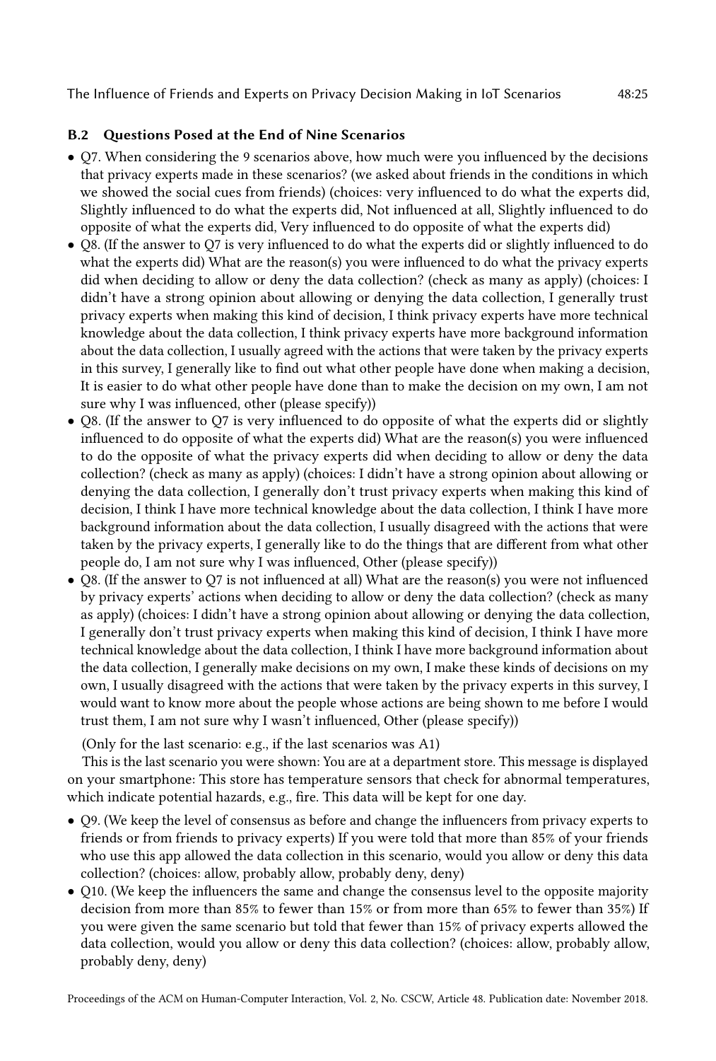### B.2 Questions Posed at the End of Nine Scenarios

- Q7. When considering the 9 scenarios above, how much were you influenced by the decisions that privacy experts made in these scenarios? (we asked about friends in the conditions in which we showed the social cues from friends) (choices: very influenced to do what the experts did, Slightly influenced to do what the experts did, Not influenced at all, Slightly influenced to do opposite of what the experts did, Very influenced to do opposite of what the experts did)
- Q8. (If the answer to Q7 is very influenced to do what the experts did or slightly influenced to do what the experts did) What are the reason(s) you were influenced to do what the privacy experts did when deciding to allow or deny the data collection? (check as many as apply) (choices: I didn't have a strong opinion about allowing or denying the data collection, I generally trust privacy experts when making this kind of decision, I think privacy experts have more technical knowledge about the data collection, I think privacy experts have more background information about the data collection, I usually agreed with the actions that were taken by the privacy experts in this survey, I generally like to find out what other people have done when making a decision, It is easier to do what other people have done than to make the decision on my own, I am not sure why I was influenced, other (please specify))
- Q8. (If the answer to Q7 is very influenced to do opposite of what the experts did or slightly influenced to do opposite of what the experts did) What are the reason(s) you were influenced to do the opposite of what the privacy experts did when deciding to allow or deny the data collection? (check as many as apply) (choices: I didn't have a strong opinion about allowing or denying the data collection, I generally don't trust privacy experts when making this kind of decision, I think I have more technical knowledge about the data collection, I think I have more background information about the data collection, I usually disagreed with the actions that were taken by the privacy experts, I generally like to do the things that are different from what other people do, I am not sure why I was influenced, Other (please specify))
- Q8. (If the answer to Q7 is not influenced at all) What are the reason(s) you were not influenced by privacy experts' actions when deciding to allow or deny the data collection? (check as many as apply) (choices: I didn't have a strong opinion about allowing or denying the data collection, I generally don't trust privacy experts when making this kind of decision, I think I have more technical knowledge about the data collection, I think I have more background information about the data collection, I generally make decisions on my own, I make these kinds of decisions on my own, I usually disagreed with the actions that were taken by the privacy experts in this survey, I would want to know more about the people whose actions are being shown to me before I would trust them, I am not sure why I wasn't influenced, Other (please specify))

(Only for the last scenario: e.g., if the last scenarios was A1)

This is the last scenario you were shown: You are at a department store. This message is displayed on your smartphone: This store has temperature sensors that check for abnormal temperatures, which indicate potential hazards, e.g., fire. This data will be kept for one day.

- Q9. (We keep the level of consensus as before and change the influencers from privacy experts to friends or from friends to privacy experts) If you were told that more than 85% of your friends who use this app allowed the data collection in this scenario, would you allow or deny this data collection? (choices: allow, probably allow, probably deny, deny)
- Q10. (We keep the influencers the same and change the consensus level to the opposite majority decision from more than 85% to fewer than 15% or from more than 65% to fewer than 35%) If you were given the same scenario but told that fewer than 15% of privacy experts allowed the data collection, would you allow or deny this data collection? (choices: allow, probably allow, probably deny, deny)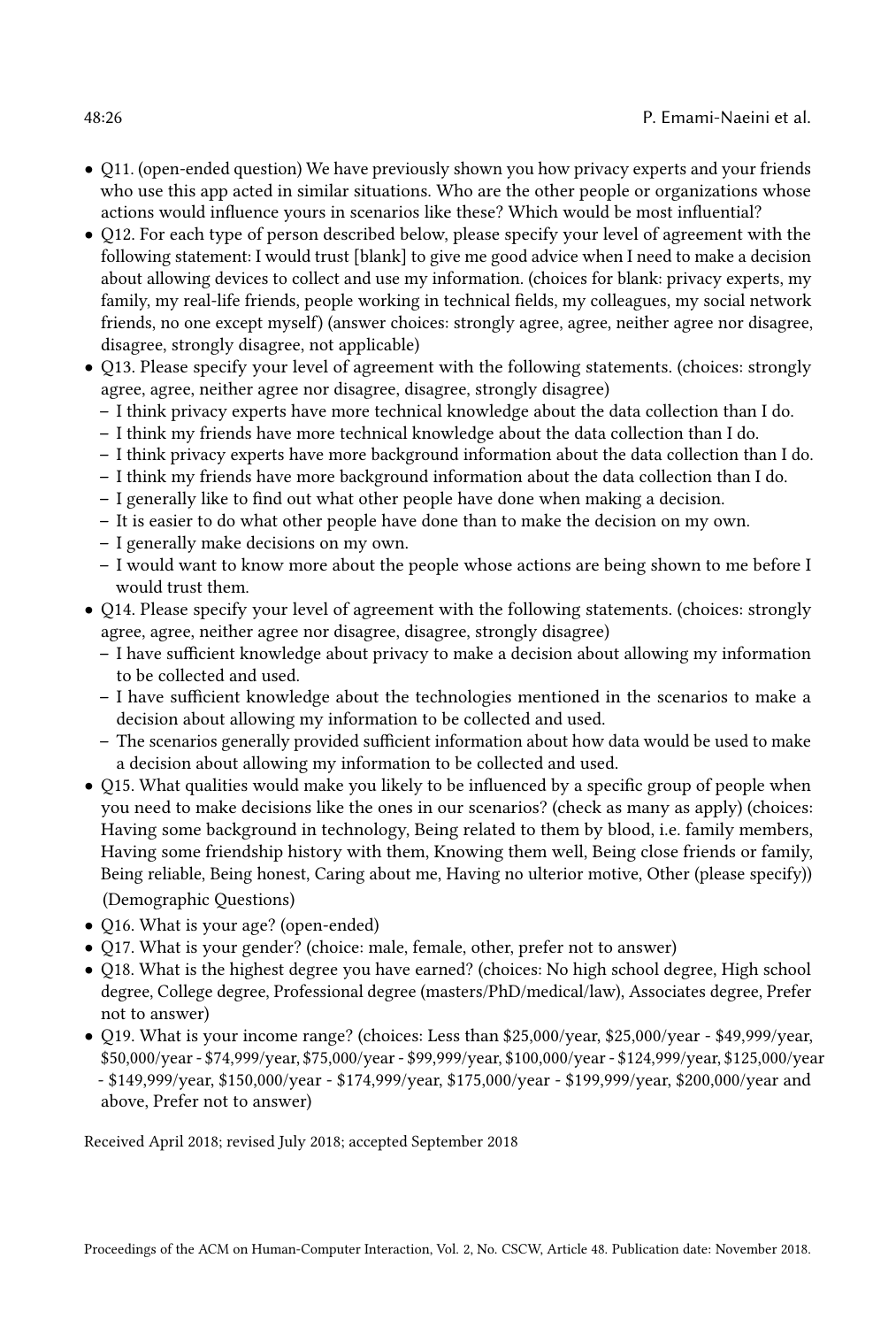- Q11. (open-ended question) We have previously shown you how privacy experts and your friends who use this app acted in similar situations. Who are the other people or organizations whose actions would influence yours in scenarios like these? Which would be most influential?
- Q12. For each type of person described below, please specify your level of agreement with the following statement: I would trust [blank] to give me good advice when I need to make a decision about allowing devices to collect and use my information. (choices for blank: privacy experts, my family, my real-life friends, people working in technical fields, my colleagues, my social network friends, no one except myself) (answer choices: strongly agree, agree, neither agree nor disagree, disagree, strongly disagree, not applicable)
- Q13. Please specify your level of agreement with the following statements. (choices: strongly agree, agree, neither agree nor disagree, disagree, strongly disagree)
  - I think privacy experts have more technical knowledge about the data collection than I do.
  - I think my friends have more technical knowledge about the data collection than I do.
  - I think privacy experts have more background information about the data collection than I do.
  - I think my friends have more background information about the data collection than I do.
  - I generally like to find out what other people have done when making a decision.
  - It is easier to do what other people have done than to make the decision on my own.
  - I generally make decisions on my own.
  - I would want to know more about the people whose actions are being shown to me before I would trust them.
- Q14. Please specify your level of agreement with the following statements. (choices: strongly agree, agree, neither agree nor disagree, disagree, strongly disagree)
  - I have sufficient knowledge about privacy to make a decision about allowing my information to be collected and used.
  - I have sufficient knowledge about the technologies mentioned in the scenarios to make a decision about allowing my information to be collected and used.
  - The scenarios generally provided sufficient information about how data would be used to make a decision about allowing my information to be collected and used.
- Q15. What qualities would make you likely to be influenced by a specific group of people when you need to make decisions like the ones in our scenarios? (check as many as apply) (choices: Having some background in technology, Being related to them by blood, i.e. family members, Having some friendship history with them, Knowing them well, Being close friends or family, Being reliable, Being honest, Caring about me, Having no ulterior motive, Other (please specify))

(Demographic Questions)

- Q16. What is your age? (open-ended)
- Q17. What is your gender? (choice: male, female, other, prefer not to answer)
- Q18. What is the highest degree you have earned? (choices: No high school degree, High school degree, College degree, Professional degree (masters/PhD/medical/law), Associates degree, Prefer not to answer)
- Q19. What is your income range? (choices: Less than $25,000/year, $25,000/year - $49,999/year, $50,000/year - $74,999/year, $75,000/year - $99,999/year, $100,000/year - $124,999/year, $125,000/year - $149,999/year, $150,000/year - $174,999/year, $175,000/year - $199,999/year, $200,000/year and above, Prefer not to answer)

Received April 2018; revised July 2018; accepted September 2018